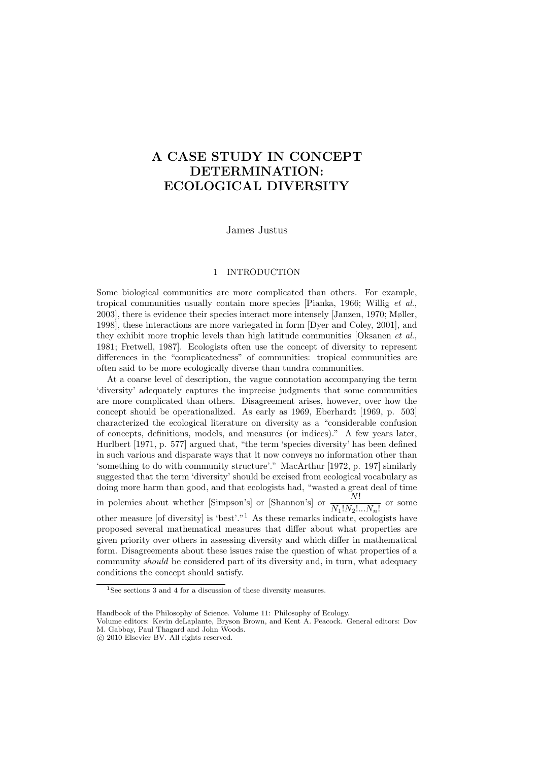# A CASE STUDY IN CONCEPT DETERMINATION: ECOLOGICAL DIVERSITY

James Justus

## 1 INTRODUCTION

Some biological communities are more complicated than others. For example, tropical communities usually contain more species [Pianka, 1966; Willig *et al.*, 2003], there is evidence their species interact more intensely [Janzen, 1970; Møller, 1998], these interactions are more variegated in form [Dyer and Coley, 2001], and they exhibit more trophic levels than high latitude communities [Oksanen *et al.*, 1981; Fretwell, 1987]. Ecologists often use the concept of diversity to represent differences in the "complicatedness" of communities: tropical communities are often said to be more ecologically diverse than tundra communities.

At a coarse level of description, the vague connotation accompanying the term 'diversity' adequately captures the imprecise judgments that some communities are more complicated than others. Disagreement arises, however, over how the concept should be operationalized. As early as 1969, Eberhardt [1969, p. 503] characterized the ecological literature on diversity as a "considerable confusion of concepts, definitions, models, and measures (or indices)." A few years later, Hurlbert [1971, p. 577] argued that, "the term 'species diversity' has been defined in such various and disparate ways that it now conveys no information other than 'something to do with community structure'." MacArthur [1972, p. 197] similarly suggested that the term 'diversity' should be excised from ecological vocabulary as doing more harm than good, and that ecologists had, "wasted a great deal of time in polemics about whether [Simpson's] or [Shannon's] or $\frac{N!}{N_1!N_2!...N_n!}$ or some other measure [of diversity] is 'best'."[1] As these remarks indicate, ecologists have proposed several mathematical measures that differ about what properties are given priority over others in assessing diversity and which differ in mathematical form. Disagreements about these issues raise the question of what properties of a community *should* be considered part of its diversity and, in turn, what adequacy conditions the concept should satisfy.

[1] See sections 3 and 4 for a discussion of these diversity measures.

Handbook of the Philosophy of Science. Volume 11: Philosophy of Ecology.
Volume editors: Kevin deLaplante, Bryson Brown, and Kent A. Peacock. General editors: Dov M. Gabbay, Paul Thagard and John Woods.
© 2010 Elsevier BV. All rights reserved.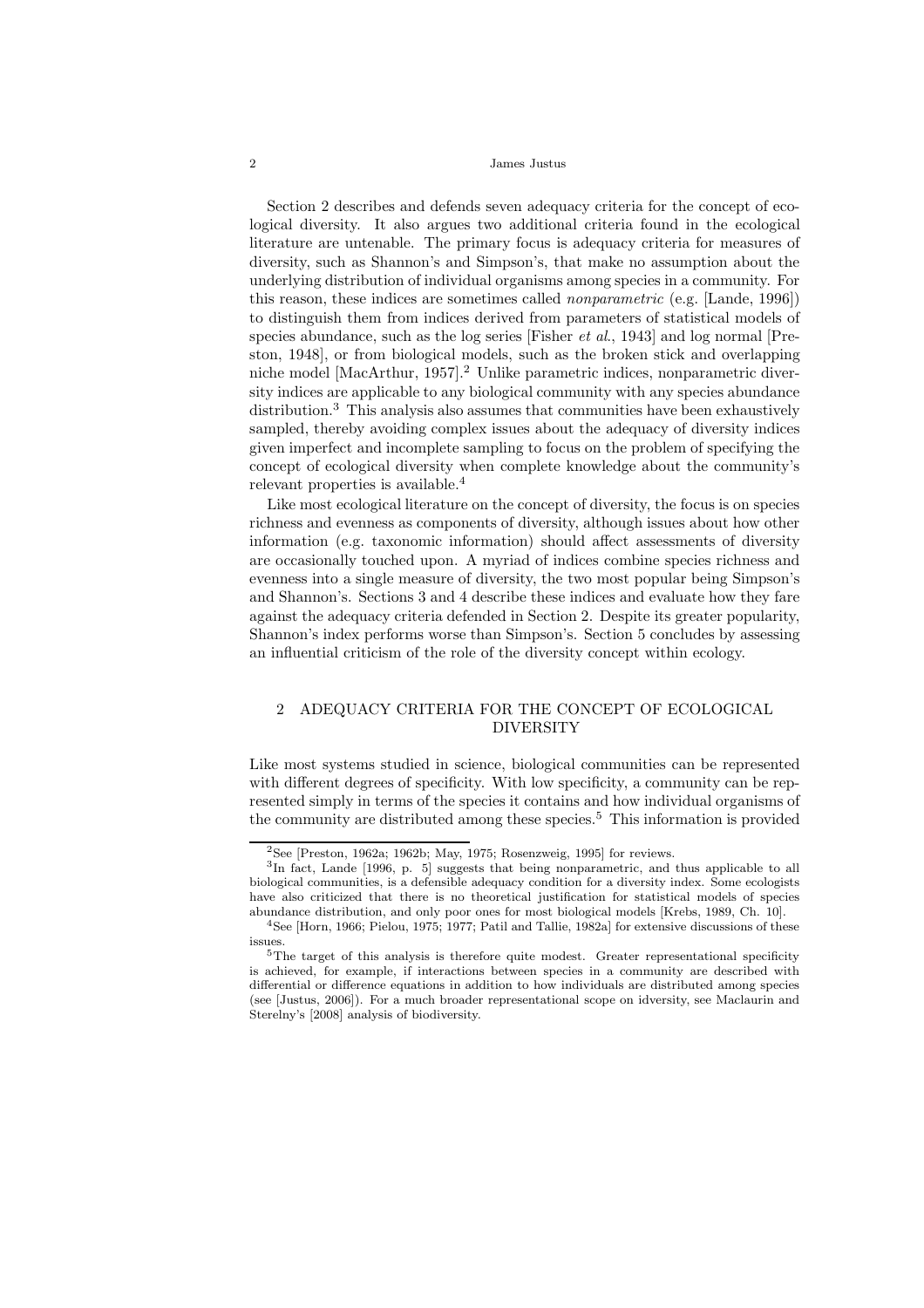Section 2 describes and defends seven adequacy criteria for the concept of ecological diversity. It also argues two additional criteria found in the ecological literature are untenable. The primary focus is adequacy criteria for measures of diversity, such as Shannon's and Simpson's, that make no assumption about the underlying distribution of individual organisms among species in a community. For this reason, these indices are sometimes called *nonparametric* (e.g. [Lande, 1996]) to distinguish them from indices derived from parameters of statistical models of species abundance, such as the log series [Fisher *et al.*, 1943] and log normal [Preston, 1948], or from biological models, such as the broken stick and overlapping niche model [MacArthur, 1957].[2] Unlike parametric indices, nonparametric diversity indices are applicable to any biological community with any species abundance distribution.[3] This analysis also assumes that communities have been exhaustively sampled, thereby avoiding complex issues about the adequacy of diversity indices given imperfect and incomplete sampling to focus on the problem of specifying the concept of ecological diversity when complete knowledge about the community's relevant properties is available.[4]

Like most ecological literature on the concept of diversity, the focus is on species richness and evenness as components of diversity, although issues about how other information (e.g. taxonomic information) should affect assessments of diversity are occasionally touched upon. A myriad of indices combine species richness and evenness into a single measure of diversity, the two most popular being Simpson's and Shannon's. Sections 3 and 4 describe these indices and evaluate how they fare against the adequacy criteria defended in Section 2. Despite its greater popularity, Shannon's index performs worse than Simpson's. Section 5 concludes by assessing an influential criticism of the role of the diversity concept within ecology.

## 2 ADEQUACY CRITERIA FOR THE CONCEPT OF ECOLOGICAL DIVERSITY

Like most systems studied in science, biological communities can be represented with different degrees of specificity. With low specificity, a community can be represented simply in terms of the species it contains and how individual organisms of the community are distributed among these species.[5] This information is provided

[2] See [Preston, 1962a; 1962b; May, 1975; Rosenzweig, 1995] for reviews.

[3] In fact, Lande [1996, p. 5] suggests that being nonparametric, and thus applicable to all biological communities, is a defensible adequacy condition for a diversity index. Some ecologists have also criticized that there is no theoretical justification for statistical models of species abundance distribution, and only poor ones for most biological models [Krebs, 1989, Ch. 10].

[4] See [Horn, 1966; Pielou, 1975; 1977; Patil and Tallie, 1982a] for extensive discussions of these issues.

[5] The target of this analysis is therefore quite modest. Greater representational specificity is achieved, for example, if interactions between species in a community are described with differential or difference equations in addition to how individuals are distributed among species (see [Justus, 2006]). For a much broader representational scope on idversity, see Maclaurin and Sterelny's [2008] analysis of biodiversity.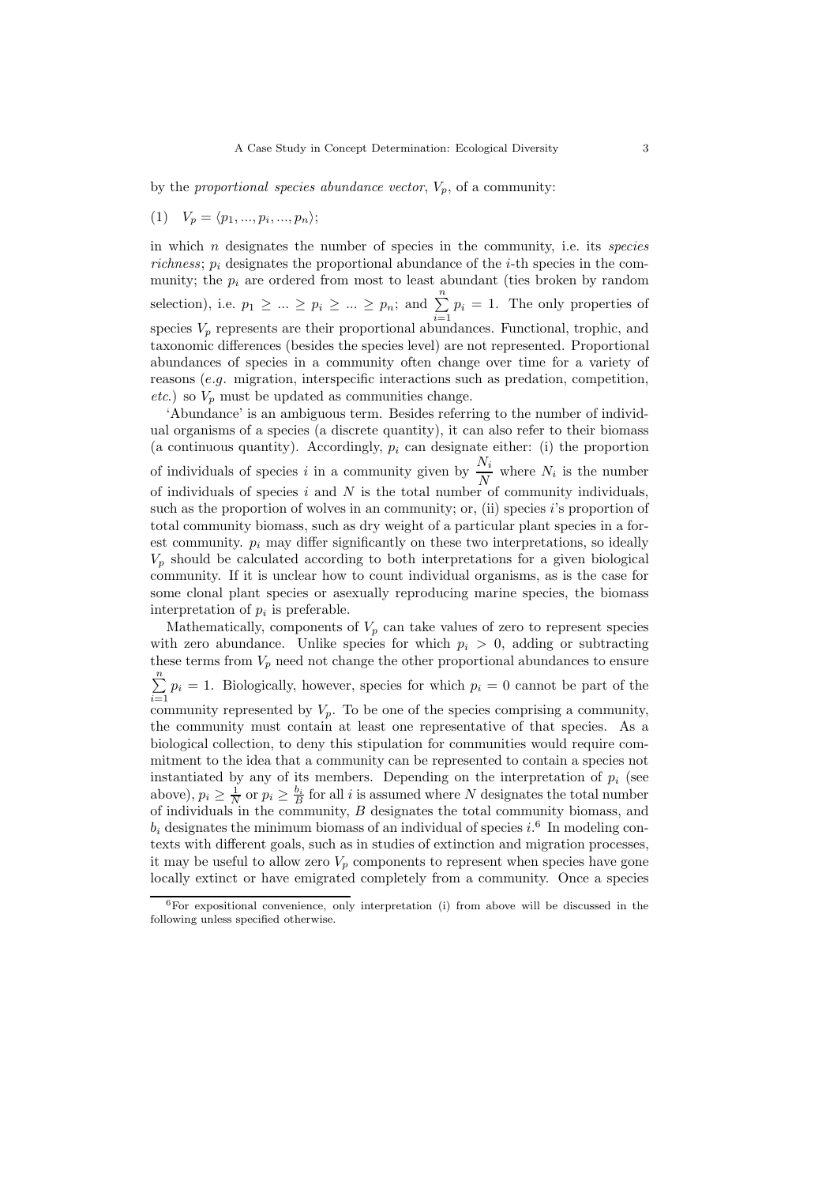by the *proportional species abundance vector*, $V_p$, of a community:

$$(1) \quad V_p = \langle p_1, ..., p_i, ..., p_n \rangle;$$

in which $n$ designates the number of species in the community, i.e. its *species richness*; $p_i$ designates the proportional abundance of the $i$-th species in the community; the $p_i$ are ordered from most to least abundant (ties broken by random selection), i.e. $p_1 \geq ... \geq p_i \geq ... \geq p_n$; and $\sum_{i=1}^{n} p_i = 1$. The only properties of species $V_p$ represents are their proportional abundances. Functional, trophic, and taxonomic differences (besides the species level) are not represented. Proportional abundances of species in a community often change over time for a variety of reasons (*e.g.* migration, interspecific interactions such as predation, competition, *etc.*) so $V_p$ must be updated as communities change.

'Abundance' is an ambiguous term. Besides referring to the number of individual organisms of a species (a discrete quantity), it can also refer to their biomass (a continuous quantity). Accordingly, $p_i$ can designate either: (i) the proportion of individuals of species $i$ in a community given by $\frac{N_i}{N}$ where $N_i$ is the number of individuals of species $i$ and $N$ is the total number of community individuals, such as the proportion of wolves in an community; or, (ii) species $i$'s proportion of total community biomass, such as dry weight of a particular plant species in a forest community. $p_i$ may differ significantly on these two interpretations, so ideally $V_p$ should be calculated according to both interpretations for a given biological community. If it is unclear how to count individual organisms, as is the case for some clonal plant species or asexually reproducing marine species, the biomass interpretation of $p_i$ is preferable.

Mathematically, components of $V_p$ can take values of zero to represent species with zero abundance. Unlike species for which $p_i > 0$, adding or subtracting these terms from $V_p$ need not change the other proportional abundances to ensure $\sum_{i=1}^{n} p_i = 1$. Biologically, however, species for which $p_i = 0$ cannot be part of the community represented by $V_p$. To be one of the species comprising a community, the community must contain at least one representative of that species. As a biological collection, to deny this stipulation for communities would require commitment to the idea that a community can be represented to contain a species not instantiated by any of its members. Depending on the interpretation of $p_i$ (see above), $p_i \geq \frac{1}{N}$ or $p_i \geq \frac{b_i}{B}$ for all $i$ is assumed where $N$ designates the total number of individuals in the community, $B$ designates the total community biomass, and $b_i$ designates the minimum biomass of an individual of species $i$.[6] In modeling contexts with different goals, such as in studies of extinction and migration processes, it may be useful to allow zero $V_p$ components to represent when species have gone locally extinct or have emigrated completely from a community. Once a species

[6] For expositional convenience, only interpretation (i) from above will be discussed in the following unless specified otherwise.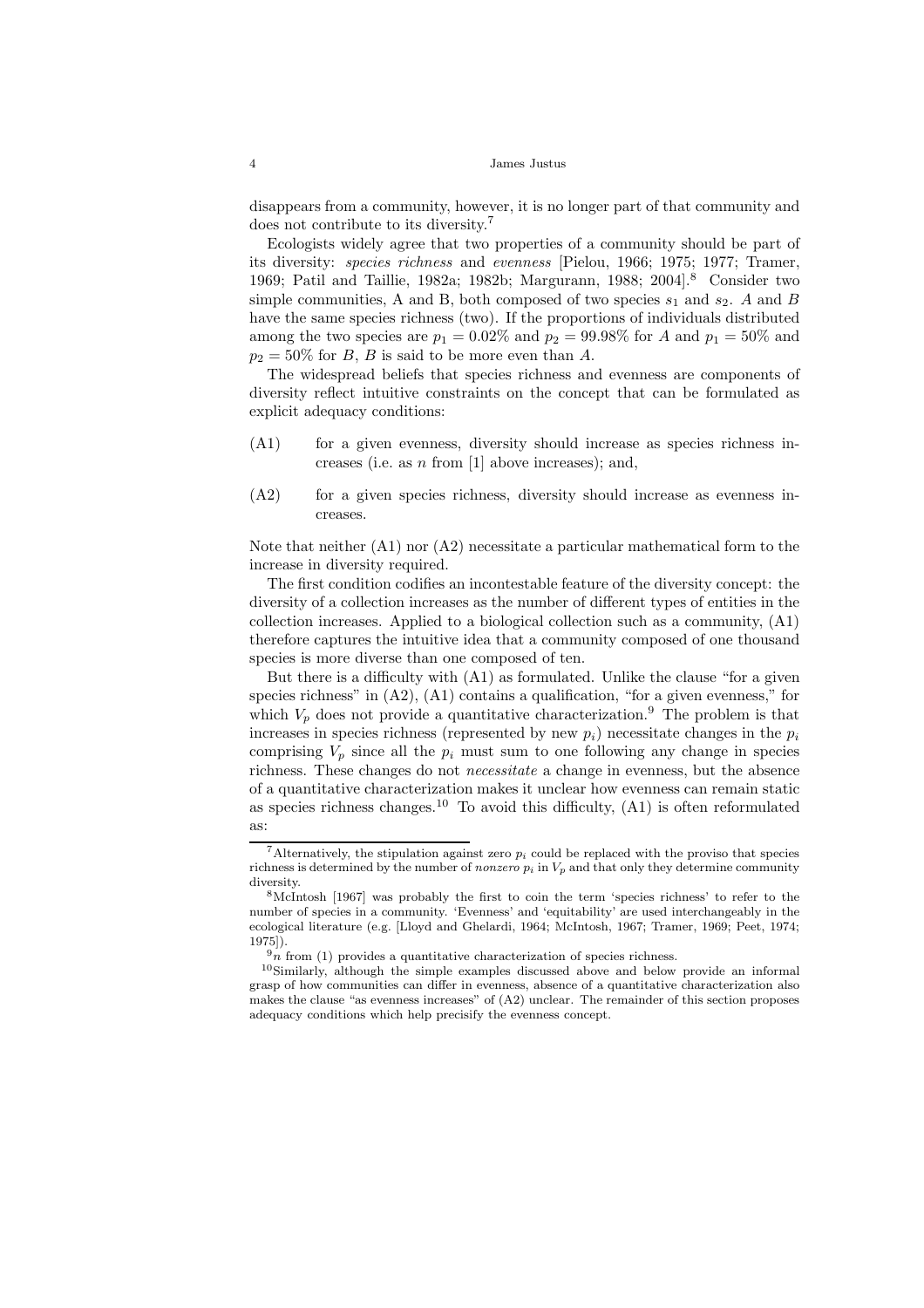disappears from a community, however, it is no longer part of that community and does not contribute to its diversity.[7]

Ecologists widely agree that two properties of a community should be part of its diversity: *species richness* and *evenness* [Pielou, 1966; 1975; 1977; Tramer, 1969; Patil and Taillie, 1982a; 1982b; Margurann, 1988; 2004].[8] Consider two simple communities, A and B, both composed of two species $s_1$ and $s_2$. $A$ and $B$ have the same species richness (two). If the proportions of individuals distributed among the two species are $p_1 = 0.02\%$ and $p_2 = 99.98\%$ for $A$ and $p_1 = 50\%$ and $p_2 = 50\%$ for $B$, $B$ is said to be more even than $A$.

The widespread beliefs that species richness and evenness are components of diversity reflect intuitive constraints on the concept that can be formulated as explicit adequacy conditions:

(A1) for a given evenness, diversity should increase as species richness increases (i.e. as $n$ from [1] above increases); and,

(A2) for a given species richness, diversity should increase as evenness increases.

Note that neither (A1) nor (A2) necessitate a particular mathematical form to the increase in diversity required.

The first condition codifies an incontestable feature of the diversity concept: the diversity of a collection increases as the number of different types of entities in the collection increases. Applied to a biological collection such as a community, (A1) therefore captures the intuitive idea that a community composed of one thousand species is more diverse than one composed of ten.

But there is a difficulty with (A1) as formulated. Unlike the clause "for a given species richness" in (A2), (A1) contains a qualification, "for a given evenness," for which $V_p$ does not provide a quantitative characterization.[9] The problem is that increases in species richness (represented by new $p_i$) necessitate changes in the $p_i$ comprising $V_p$ since all the $p_i$ must sum to one following any change in species richness. These changes do not *necessitate* a change in evenness, but the absence of a quantitative characterization makes it unclear how evenness can remain static as species richness changes.[10] To avoid this difficulty, (A1) is often reformulated as:

---

[7] Alternatively, the stipulation against zero $p_i$ could be replaced with the proviso that species richness is determined by the number of *nonzero* $p_i$ in $V_p$ and that only they determine community diversity.

[8] McIntosh [1967] was probably the first to coin the term 'species richness' to refer to the number of species in a community. 'Evenness' and 'equitability' are used interchangeably in the ecological literature (e.g. [Lloyd and Ghelardi, 1964; McIntosh, 1967; Tramer, 1969; Peet, 1974; 1975]).

[9] $n$ from (1) provides a quantitative characterization of species richness.

[10] Similarly, although the simple examples discussed above and below provide an informal grasp of how communities can differ in evenness, absence of a quantitative characterization also makes the clause "as evenness increases" of (A2) unclear. The remainder of this section proposes adequacy conditions which help precisify the evenness concept.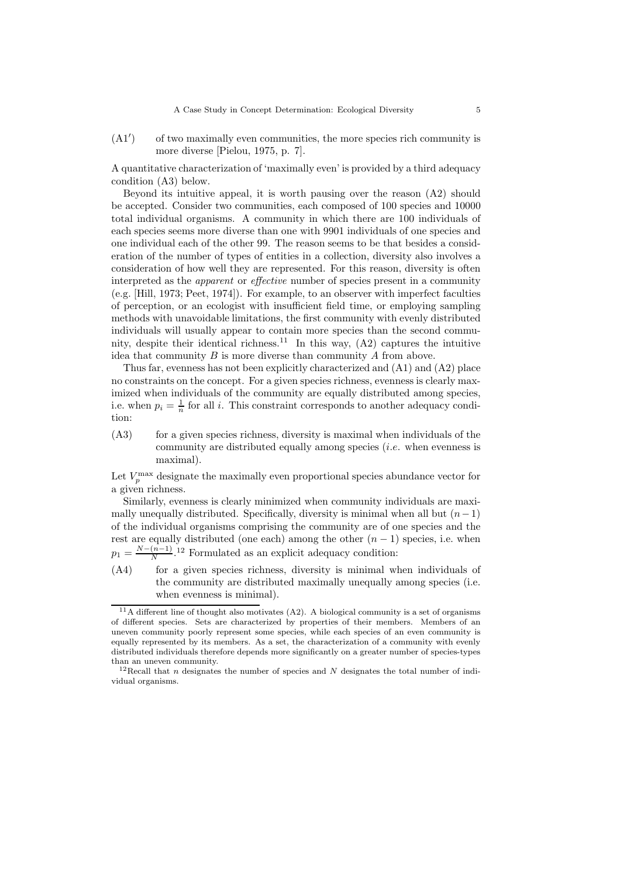(A1′) of two maximally even communities, the more species rich community is more diverse [Pielou, 1975, p. 7].

A quantitative characterization of 'maximally even' is provided by a third adequacy condition (A3) below.

Beyond its intuitive appeal, it is worth pausing over the reason (A2) should be accepted. Consider two communities, each composed of 100 species and 10000 total individual organisms. A community in which there are 100 individuals of each species seems more diverse than one with 9901 individuals of one species and one individual each of the other 99. The reason seems to be that besides a consideration of the number of types of entities in a collection, diversity also involves a consideration of how well they are represented. For this reason, diversity is often interpreted as the *apparent* or *effective* number of species present in a community (e.g. [Hill, 1973; Peet, 1974]). For example, to an observer with imperfect faculties of perception, or an ecologist with insufficient field time, or employing sampling methods with unavoidable limitations, the first community with evenly distributed individuals will usually appear to contain more species than the second community, despite their identical richness.[11] In this way, (A2) captures the intuitive idea that community $B$ is more diverse than community $A$ from above.

Thus far, evenness has not been explicitly characterized and (A1) and (A2) place no constraints on the concept. For a given species richness, evenness is clearly maximized when individuals of the community are equally distributed among species, i.e. when $p_i = \frac{1}{n}$ for all $i$. This constraint corresponds to another adequacy condition:

(A3) for a given species richness, diversity is maximal when individuals of the community are distributed equally among species (*i.e.* when evenness is maximal).

Let $V_p^{\max}$ designate the maximally even proportional species abundance vector for a given richness.

Similarly, evenness is clearly minimized when community individuals are maximally unequally distributed. Specifically, diversity is minimal when all but $(n-1)$ of the individual organisms comprising the community are of one species and the rest are equally distributed (one each) among the other $(n-1)$ species, i.e. when $p_1 = \frac{N-(n-1)}{N}$.[12] Formulated as an explicit adequacy condition:

(A4) for a given species richness, diversity is minimal when individuals of the community are distributed maximally unequally among species (i.e. when evenness is minimal).

---

[11] A different line of thought also motivates (A2). A biological community is a set of organisms of different species. Sets are characterized by properties of their members. Members of an uneven community poorly represent some species, while each species of an even community is equally represented by its members. As a set, the characterization of a community with evenly distributed individuals therefore depends more significantly on a greater number of species-types than an uneven community.

[12] Recall that $n$ designates the number of species and $N$ designates the total number of individual organisms.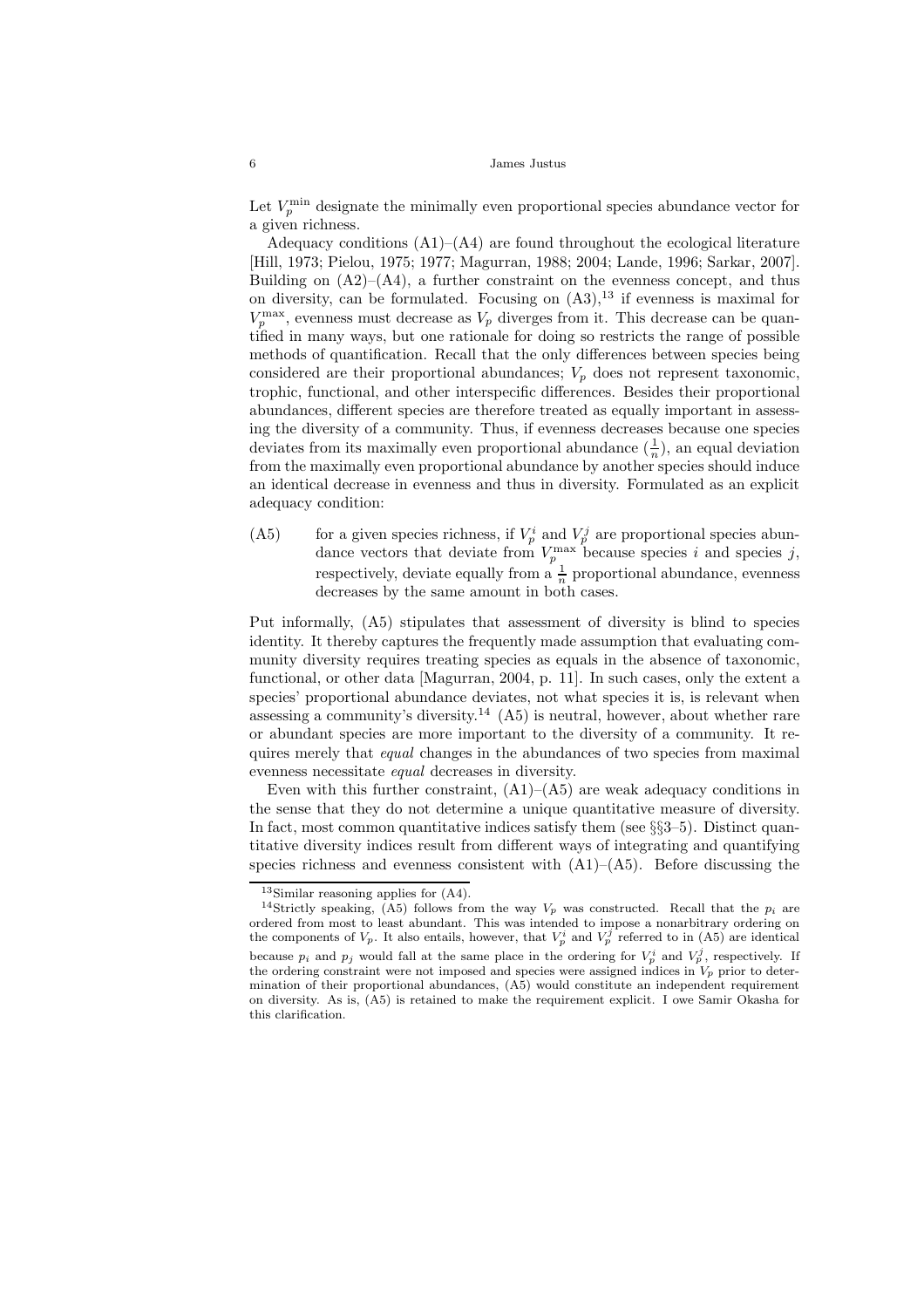Let $V_p^{\min}$ designate the minimally even proportional species abundance vector for a given richness.

Adequacy conditions (A1)–(A4) are found throughout the ecological literature [Hill, 1973; Pielou, 1975; 1977; Magurran, 1988; 2004; Lande, 1996; Sarkar, 2007]. Building on (A2)–(A4), a further constraint on the evenness concept, and thus on diversity, can be formulated. Focusing on (A3),[13] if evenness is maximal for $V_p^{\max}$, evenness must decrease as $V_p$ diverges from it. This decrease can be quantified in many ways, but one rationale for doing so restricts the range of possible methods of quantification. Recall that the only differences between species being considered are their proportional abundances; $V_p$ does not represent taxonomic, trophic, functional, and other interspecific differences. Besides their proportional abundances, different species are therefore treated as equally important in assessing the diversity of a community. Thus, if evenness decreases because one species deviates from its maximally even proportional abundance ($\frac{1}{n}$), an equal deviation from the maximally even proportional abundance by another species should induce an identical decrease in evenness and thus in diversity. Formulated as an explicit adequacy condition:

(A5) for a given species richness, if $V_p^i$ and $V_p^j$ are proportional species abundance vectors that deviate from $V_p^{\max}$ because species $i$ and species $j$, respectively, deviate equally from a $\frac{1}{n}$ proportional abundance, evenness decreases by the same amount in both cases.

Put informally, (A5) stipulates that assessment of diversity is blind to species identity. It thereby captures the frequently made assumption that evaluating community diversity requires treating species as equals in the absence of taxonomic, functional, or other data [Magurran, 2004, p. 11]. In such cases, only the extent a species' proportional abundance deviates, not what species it is, is relevant when assessing a community's diversity.[14] (A5) is neutral, however, about whether rare or abundant species are more important to the diversity of a community. It requires merely that *equal* changes in the abundances of two species from maximal evenness necessitate *equal* decreases in diversity.

Even with this further constraint, (A1)–(A5) are weak adequacy conditions in the sense that they do not determine a unique quantitative measure of diversity. In fact, most common quantitative indices satisfy them (see §§3–5). Distinct quantitative diversity indices result from different ways of integrating and quantifying species richness and evenness consistent with (A1)–(A5). Before discussing the

---

[13] Similar reasoning applies for (A4).

[14] Strictly speaking, (A5) follows from the way $V_p$ was constructed. Recall that the $p_i$ are ordered from most to least abundant. This was intended to impose a nonarbitrary ordering on the components of $V_p$. It also entails, however, that $V_p^i$ and $V_p^j$ referred to in (A5) are identical because $p_i$ and $p_j$ would fall at the same place in the ordering for $V_p^i$ and $V_p^j$, respectively. If the ordering constraint were not imposed and species were assigned indices in $V_p$ prior to determination of their proportional abundances, (A5) would constitute an independent requirement on diversity. As is, (A5) is retained to make the requirement explicit. I owe Samir Okasha for this clarification.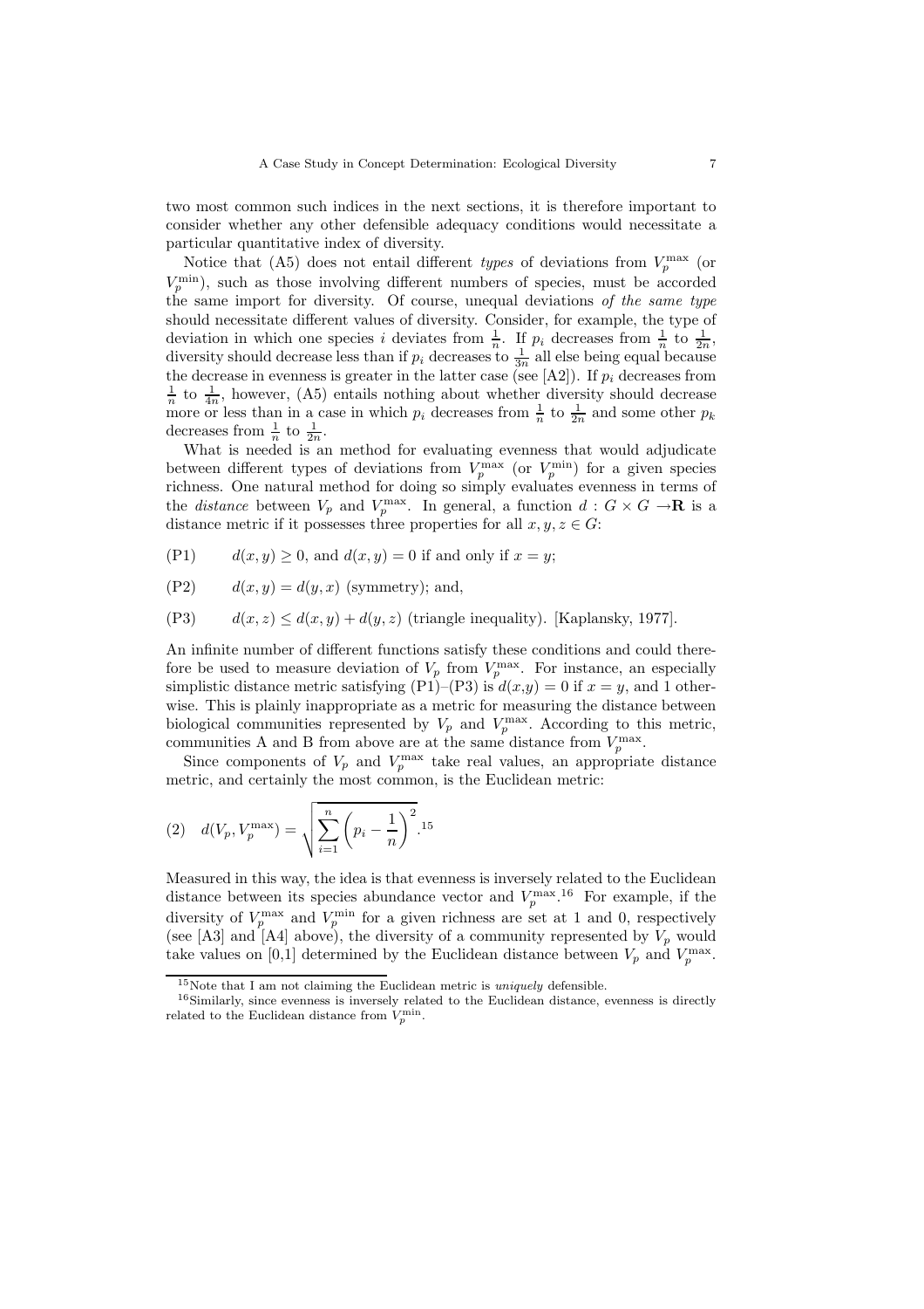two most common such indices in the next sections, it is therefore important to consider whether any other defensible adequacy conditions would necessitate a particular quantitative index of diversity.

Notice that (A5) does not entail different *types* of deviations from $V_p^{\max}$ (or $V_p^{\min}$), such as those involving different numbers of species, must be accorded the same import for diversity. Of course, unequal deviations *of the same type* should necessitate different values of diversity. Consider, for example, the type of deviation in which one species $i$ deviates from $\frac{1}{n}$. If $p_i$ decreases from $\frac{1}{n}$ to $\frac{1}{2n}$, diversity should decrease less than if $p_i$ decreases to $\frac{1}{3n}$ all else being equal because the decrease in evenness is greater in the latter case (see [A2]). If $p_i$ decreases from $\frac{1}{n}$ to $\frac{1}{4n}$, however, (A5) entails nothing about whether diversity should decrease more or less than in a case in which $p_i$ decreases from $\frac{1}{n}$ to $\frac{1}{2n}$ and some other $p_k$ decreases from $\frac{1}{n}$ to $\frac{1}{2n}$.

What is needed is an method for evaluating evenness that would adjudicate between different types of deviations from $V_p^{\max}$ (or $V_p^{\min}$) for a given species richness. One natural method for doing so simply evaluates evenness in terms of the *distance* between $V_p$ and $V_p^{\max}$. In general, a function $d : G \times G \rightarrow \mathbf{R}$ is a distance metric if it possesses three properties for all $x, y, z \in G$:

(P1) $\quad d(x, y) \geq 0$, and $d(x, y) = 0$ if and only if $x = y$;

(P2) $\quad d(x, y) = d(y, x)$ (symmetry); and,

(P3) $\quad d(x, z) \leq d(x, y) + d(y, z)$ (triangle inequality). [Kaplansky, 1977].

An infinite number of different functions satisfy these conditions and could therefore be used to measure deviation of $V_p$ from $V_p^{\max}$. For instance, an especially simplistic distance metric satisfying (P1)–(P3) is $d(x,y) = 0$ if $x = y$, and 1 otherwise. This is plainly inappropriate as a metric for measuring the distance between biological communities represented by $V_p$ and $V_p^{\max}$. According to this metric, communities A and B from above are at the same distance from $V_p^{\max}$.

Since components of $V_p$ and $V_p^{\max}$ take real values, an appropriate distance metric, and certainly the most common, is the Euclidean metric:

$$(2) \quad d(V_p, V_p^{\max}) = \sqrt{\sum_{i=1}^{n} \left( p_i - \frac{1}{n} \right)^2}.[15]$$

Measured in this way, the idea is that evenness is inversely related to the Euclidean distance between its species abundance vector and $V_p^{\max}$.[16] For example, if the diversity of $V_p^{\max}$ and $V_p^{\min}$ for a given richness are set at 1 and 0, respectively (see [A3] and [A4] above), the diversity of a community represented by $V_p$ would take values on [0,1] determined by the Euclidean distance between $V_p$ and $V_p^{\max}$.

[15] Note that I am not claiming the Euclidean metric is *uniquely* defensible.

[16] Similarly, since evenness is inversely related to the Euclidean distance, evenness is directly related to the Euclidean distance from $V_p^{\min}$.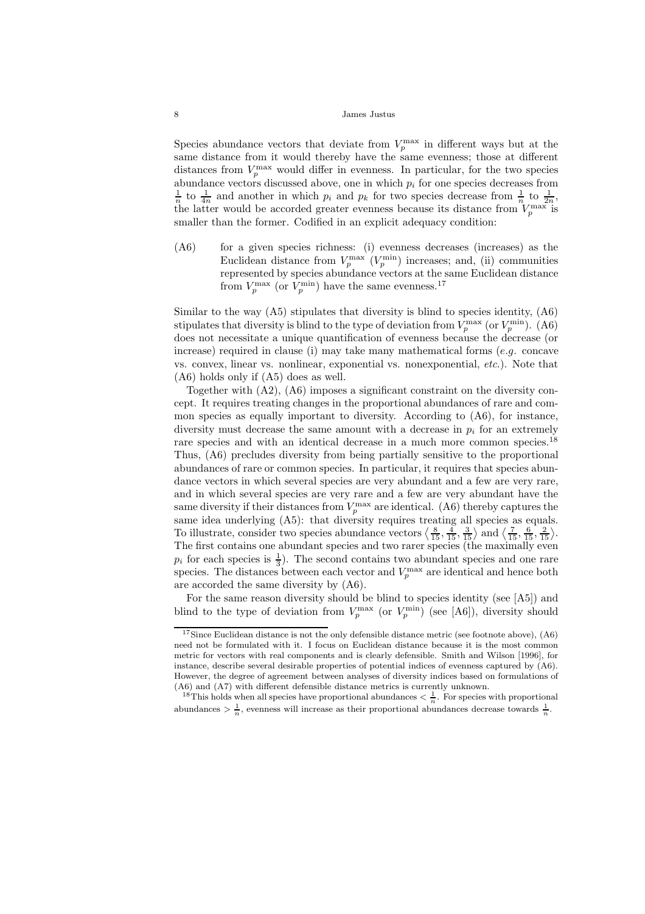Species abundance vectors that deviate from $V_p^{\max}$ in different ways but at the same distance from it would thereby have the same evenness; those at different distances from $V_p^{\max}$ would differ in evenness. In particular, for the two species abundance vectors discussed above, one in which $p_i$ for one species decreases from $\frac{1}{n}$ to $\frac{1}{4n}$ and another in which $p_i$ and $p_k$ for two species decrease from $\frac{1}{n}$ to $\frac{1}{2n}$, the latter would be accorded greater evenness because its distance from $V_p^{\max}$ is smaller than the former. Codified in an explicit adequacy condition:

(A6) for a given species richness: (i) evenness decreases (increases) as the Euclidean distance from $V_p^{\max}$ ($V_p^{\min}$) increases; and, (ii) communities represented by species abundance vectors at the same Euclidean distance from $V_p^{\max}$ (or $V_p^{\min}$) have the same evenness.[17]

Similar to the way (A5) stipulates that diversity is blind to species identity, (A6) stipulates that diversity is blind to the type of deviation from $V_p^{\max}$ (or $V_p^{\min}$). (A6) does not necessitate a unique quantification of evenness because the decrease (or increase) required in clause (i) may take many mathematical forms (*e.g.* concave vs. convex, linear vs. nonlinear, exponential vs. nonexponential, *etc.*). Note that (A6) holds only if (A5) does as well.

Together with (A2), (A6) imposes a significant constraint on the diversity concept. It requires treating changes in the proportional abundances of rare and common species as equally important to diversity. According to (A6), for instance, diversity must decrease the same amount with a decrease in $p_i$ for an extremely rare species and with an identical decrease in a much more common species.[18] Thus, (A6) precludes diversity from being partially sensitive to the proportional abundances of rare or common species. In particular, it requires that species abundance vectors in which several species are very abundant and a few are very rare, and in which several species are very rare and a few are very abundant have the same diversity if their distances from $V_p^{\max}$ are identical. (A6) thereby captures the same idea underlying (A5): that diversity requires treating all species as equals. To illustrate, consider two species abundance vectors $\langle \frac{8}{15}, \frac{4}{15}, \frac{3}{15} \rangle$ and $\langle \frac{7}{15}, \frac{6}{15}, \frac{2}{15} \rangle$. The first contains one abundant species and two rarer species (the maximally even $p_i$ for each species is $\frac{1}{3}$). The second contains two abundant species and one rare species. The distances between each vector and $V_p^{\max}$ are identical and hence both are accorded the same diversity by (A6).

For the same reason diversity should be blind to species identity (see [A5]) and blind to the type of deviation from $V_p^{\max}$ (or $V_p^{\min}$) (see [A6]), diversity should

---

[17] Since Euclidean distance is not the only defensible distance metric (see footnote above), (A6) need not be formulated with it. I focus on Euclidean distance because it is the most common metric for vectors with real components and is clearly defensible. Smith and Wilson [1996], for instance, describe several desirable properties of potential indices of evenness captured by (A6). However, the degree of agreement between analyses of diversity indices based on formulations of (A6) and (A7) with different defensible distance metrics is currently unknown.

[18] This holds when all species have proportional abundances $< \frac{1}{n}$. For species with proportional abundances $> \frac{1}{n}$, evenness will increase as their proportional abundances decrease towards $\frac{1}{n}$.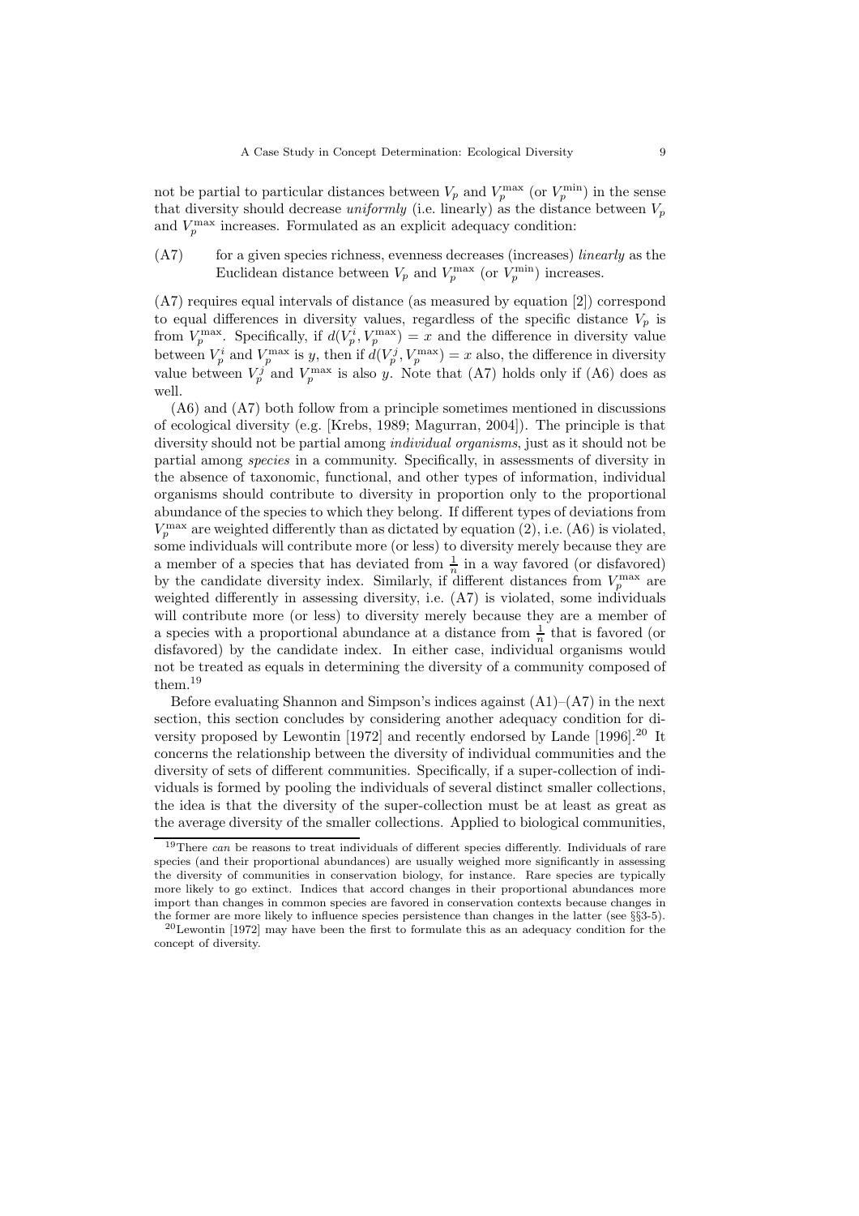not be partial to particular distances between $V_p$ and $V_p^{\max}$ (or $V_p^{\min}$) in the sense that diversity should decrease *uniformly* (i.e. linearly) as the distance between $V_p$ and $V_p^{\max}$ increases. Formulated as an explicit adequacy condition:

(A7) for a given species richness, evenness decreases (increases) *linearly* as the Euclidean distance between $V_p$ and $V_p^{\max}$ (or $V_p^{\min}$) increases.

(A7) requires equal intervals of distance (as measured by equation [2]) correspond to equal differences in diversity values, regardless of the specific distance $V_p$ is from $V_p^{\max}$. Specifically, if $d(V_p^i, V_p^{\max}) = x$ and the difference in diversity value between $V_p^i$ and $V_p^{\max}$ is $y$, then if $d(V_p^j, V_p^{\max}) = x$ also, the difference in diversity value between $V_p^j$ and $V_p^{\max}$ is also $y$. Note that (A7) holds only if (A6) does as well.

(A6) and (A7) both follow from a principle sometimes mentioned in discussions of ecological diversity (e.g. [Krebs, 1989; Magurran, 2004]). The principle is that diversity should not be partial among *individual organisms*, just as it should not be partial among *species* in a community. Specifically, in assessments of diversity in the absence of taxonomic, functional, and other types of information, individual organisms should contribute to diversity in proportion only to the proportional abundance of the species to which they belong. If different types of deviations from $V_p^{\max}$ are weighted differently than as dictated by equation (2), i.e. (A6) is violated, some individuals will contribute more (or less) to diversity merely because they are a member of a species that has deviated from $\frac{1}{n}$ in a way favored (or disfavored) by the candidate diversity index. Similarly, if different distances from $V_p^{\max}$ are weighted differently in assessing diversity, i.e. (A7) is violated, some individuals will contribute more (or less) to diversity merely because they are a member of a species with a proportional abundance at a distance from $\frac{1}{n}$ that is favored (or disfavored) by the candidate index. In either case, individual organisms would not be treated as equals in determining the diversity of a community composed of them.[19]

Before evaluating Shannon and Simpson's indices against (A1)–(A7) in the next section, this section concludes by considering another adequacy condition for diversity proposed by Lewontin [1972] and recently endorsed by Lande [1996].[20] It concerns the relationship between the diversity of individual communities and the diversity of sets of different communities. Specifically, if a super-collection of individuals is formed by pooling the individuals of several distinct smaller collections, the idea is that the diversity of the super-collection must be at least as great as the average diversity of the smaller collections. Applied to biological communities,

[19] There *can* be reasons to treat individuals of different species differently. Individuals of rare species (and their proportional abundances) are usually weighed more significantly in assessing the diversity of communities in conservation biology, for instance. Rare species are typically more likely to go extinct. Indices that accord changes in their proportional abundances more import than changes in common species are favored in conservation contexts because changes in the former are more likely to influence species persistence than changes in the latter (see §§3-5).

[20] Lewontin [1972] may have been the first to formulate this as an adequacy condition for the concept of diversity.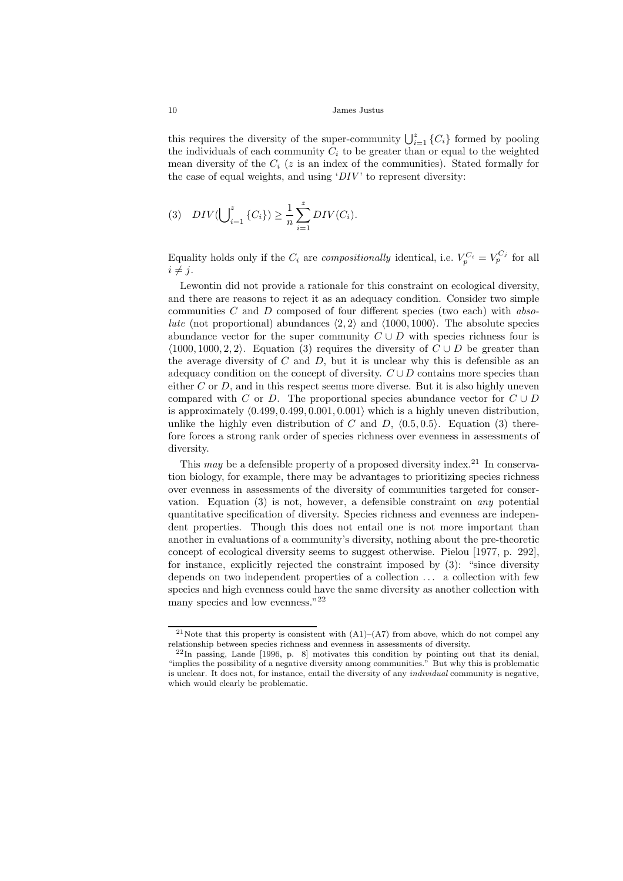this requires the diversity of the super-community $\bigcup_{i=1}^{z} \{C_i\}$ formed by pooling the individuals of each community $C_i$ to be greater than or equal to the weighted mean diversity of the $C_i$ ($z$ is an index of the communities). Stated formally for the case of equal weights, and using '$DIV$' to represent diversity:

$$(3) \quad DIV(\bigcup_{i=1}^{z} \{C_i\}) \geq \frac{1}{n} \sum_{i=1}^{z} DIV(C_i).$$

Equality holds only if the $C_i$ are *compositionally* identical, i.e. $V_p^{C_i} = V_p^{C_j}$ for all $i \neq j$.

Lewontin did not provide a rationale for this constraint on ecological diversity, and there are reasons to reject it as an adequacy condition. Consider two simple communities $C$ and $D$ composed of four different species (two each) with *absolute* (not proportional) abundances $\langle 2, 2 \rangle$ and $\langle 1000, 1000 \rangle$. The absolute species abundance vector for the super community $C \cup D$ with species richness four is $\langle 1000, 1000, 2, 2 \rangle$. Equation (3) requires the diversity of $C \cup D$ be greater than the average diversity of $C$ and $D$, but it is unclear why this is defensible as an adequacy condition on the concept of diversity. $C \cup D$ contains more species than either $C$ or $D$, and in this respect seems more diverse. But it is also highly uneven compared with $C$ or $D$. The proportional species abundance vector for $C \cup D$ is approximately $\langle 0.499, 0.499, 0.001, 0.001 \rangle$ which is a highly uneven distribution, unlike the highly even distribution of $C$ and $D$, $\langle 0.5, 0.5 \rangle$. Equation (3) therefore forces a strong rank order of species richness over evenness in assessments of diversity.

This *may* be a defensible property of a proposed diversity index.[21] In conservation biology, for example, there may be advantages to prioritizing species richness over evenness in assessments of the diversity of communities targeted for conservation. Equation (3) is not, however, a defensible constraint on *any* potential quantitative specification of diversity. Species richness and evenness are independent properties. Though this does not entail one is not more important than another in evaluations of a community's diversity, nothing about the pre-theoretic concept of ecological diversity seems to suggest otherwise. Pielou [1977, p. 292], for instance, explicitly rejected the constraint imposed by (3): "since diversity depends on two independent properties of a collection ... a collection with few species and high evenness could have the same diversity as another collection with many species and low evenness."[22]

---

[21] Note that this property is consistent with (A1)–(A7) from above, which do not compel any relationship between species richness and evenness in assessments of diversity.

[22] In passing, Lande [1996, p. 8] motivates this condition by pointing out that its denial, "implies the possibility of a negative diversity among communities." But why this is problematic is unclear. It does not, for instance, entail the diversity of any *individual* community is negative, which would clearly be problematic.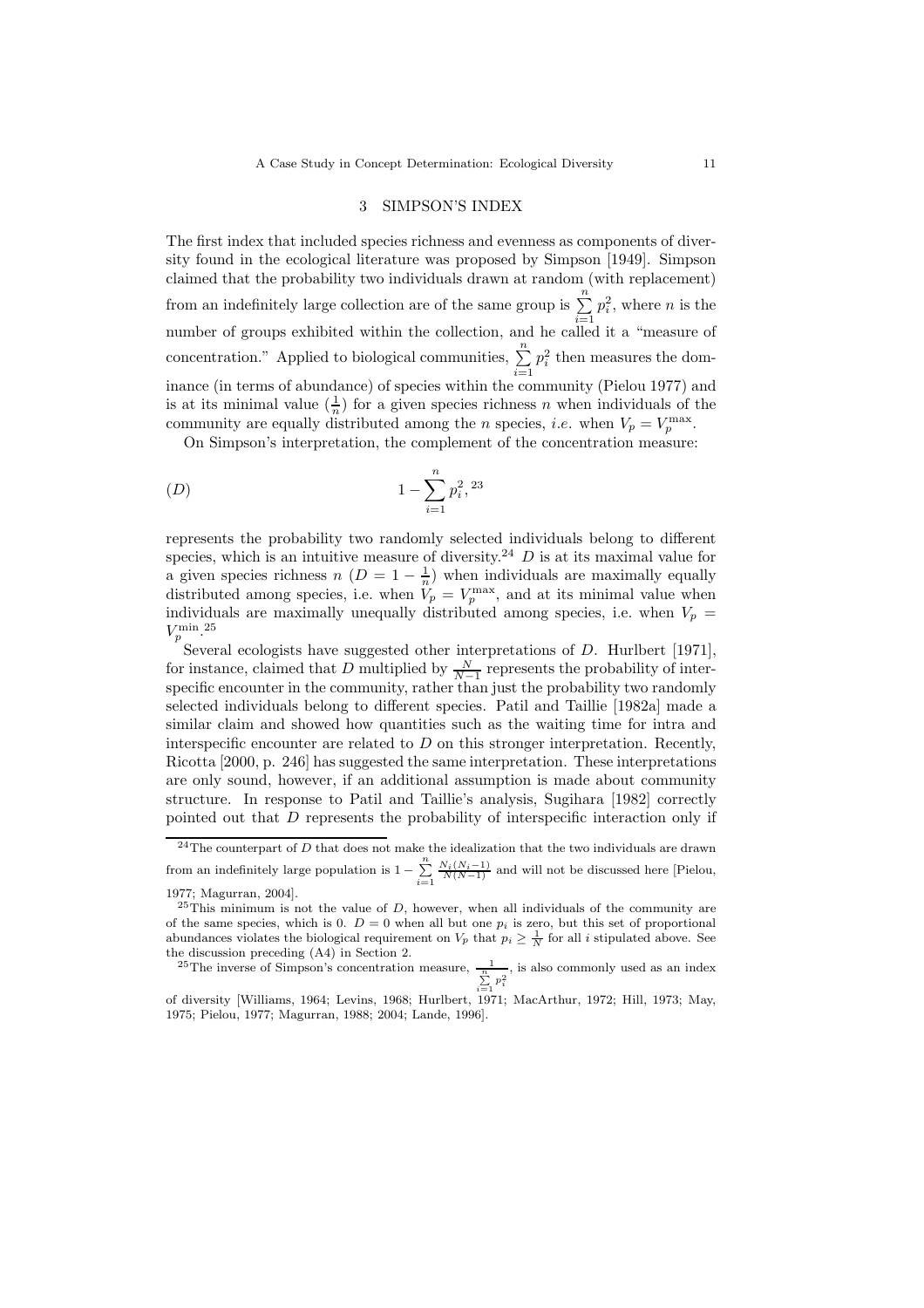## 3 SIMPSON'S INDEX

The first index that included species richness and evenness as components of diversity found in the ecological literature was proposed by Simpson [1949]. Simpson claimed that the probability two individuals drawn at random (with replacement) from an indefinitely large collection are of the same group is $\sum_{i=1}^{n} p_i^2$, where $n$ is the number of groups exhibited within the collection, and he called it a "measure of concentration." Applied to biological communities, $\sum_{i=1}^{n} p_i^2$ then measures the dominance (in terms of abundance) of species within the community (Pielou 1977) and is at its minimal value ($\frac{1}{n}$) for a given species richness $n$ when individuals of the community are equally distributed among the $n$ species, *i.e.* when $V_p = V_p^{\max}$.

On Simpson's interpretation, the complement of the concentration measure:

$$(D) \qquad\qquad 1 - \sum_{i=1}^{n} p_i^2,\text{[23]}$$

represents the probability two randomly selected individuals belong to different species, which is an intuitive measure of diversity.[24] $D$ is at its maximal value for a given species richness $n$ ($D = 1 - \frac{1}{n}$) when individuals are maximally equally distributed among species, i.e. when $V_p = V_p^{\max}$, and at its minimal value when individuals are maximally unequally distributed among species, i.e. when $V_p = V_p^{\min}$.[25]

Several ecologists have suggested other interpretations of $D$. Hurlbert [1971], for instance, claimed that $D$ multiplied by $\frac{N}{N-1}$ represents the probability of interspecific encounter in the community, rather than just the probability two randomly selected individuals belong to different species. Patil and Taillie [1982a] made a similar claim and showed how quantities such as the waiting time for intra and interspecific encounter are related to $D$ on this stronger interpretation. Recently, Ricotta [2000, p. 246] has suggested the same interpretation. These interpretations are only sound, however, if an additional assumption is made about community structure. In response to Patil and Taillie's analysis, Sugihara [1982] correctly pointed out that $D$ represents the probability of interspecific interaction only if

---

[24] The counterpart of $D$ that does not make the idealization that the two individuals are drawn from an indefinitely large population is $1 - \sum_{i=1}^{n} \frac{N_i(N_i-1)}{N(N-1)}$ and will not be discussed here [Pielou, 1977; Magurran, 2004].

[25] This minimum is not the value of $D$, however, when all individuals of the community are of the same species, which is 0. $D = 0$ when all but one $p_i$ is zero, but this set of proportional abundances violates the biological requirement on $V_p$ that $p_i \geq \frac{1}{N}$ for all $i$ stipulated above. See the discussion preceding (A4) in Section 2.

[25] The inverse of Simpson's concentration measure, $\frac{1}{\sum_{i=1}^{n} p_i^2}$, is also commonly used as an index of diversity [Williams, 1964; Levins, 1968; Hurlbert, 1971; MacArthur, 1972; Hill, 1973; May, 1975; Pielou, 1977; Magurran, 1988; 2004; Lande, 1996].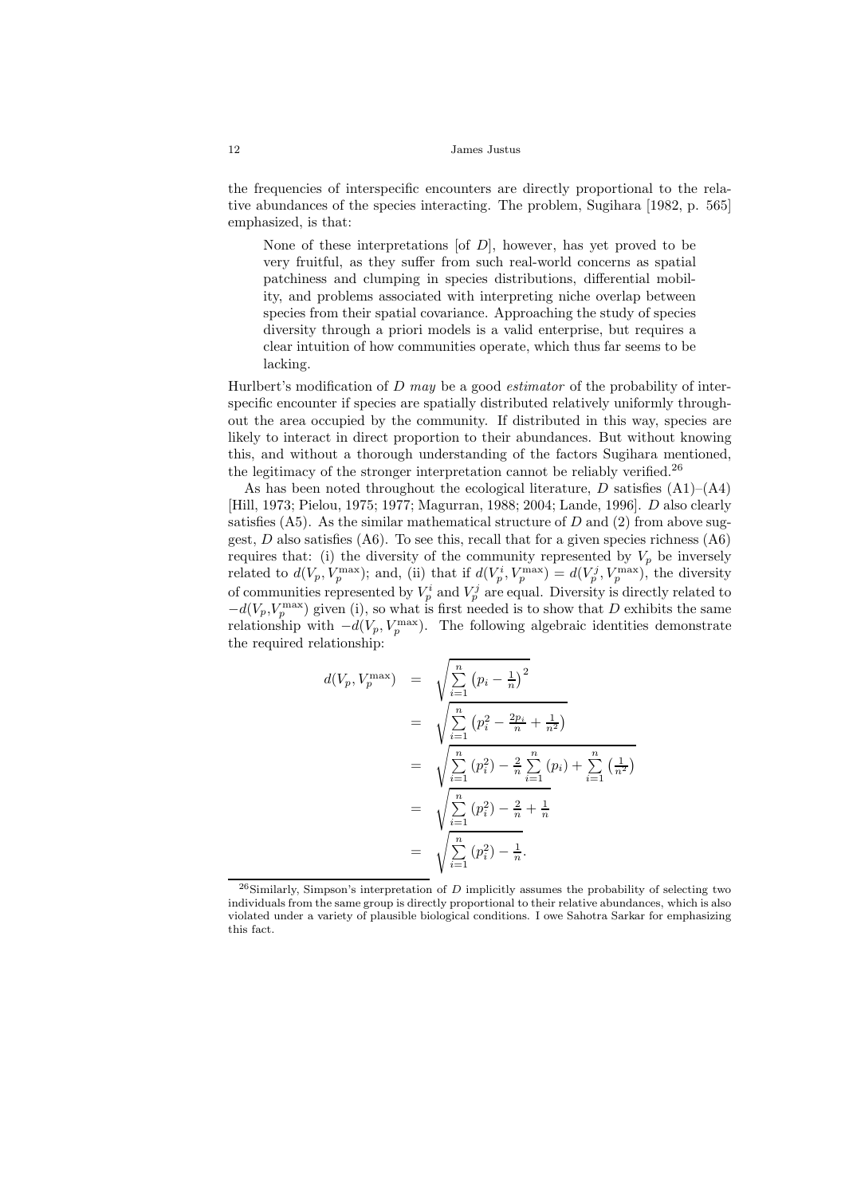the frequencies of interspecific encounters are directly proportional to the relative abundances of the species interacting. The problem, Sugihara [1982, p. 565] emphasized, is that:

> None of these interpretations [of $D$], however, has yet proved to be very fruitful, as they suffer from such real-world concerns as spatial patchiness and clumping in species distributions, differential mobility, and problems associated with interpreting niche overlap between species from their spatial covariance. Approaching the study of species diversity through a priori models is a valid enterprise, but requires a clear intuition of how communities operate, which thus far seems to be lacking.

Hurlbert's modification of $D$ *may* be a good *estimator* of the probability of interspecific encounter if species are spatially distributed relatively uniformly throughout the area occupied by the community. If distributed in this way, species are likely to interact in direct proportion to their abundances. But without knowing this, and without a thorough understanding of the factors Sugihara mentioned, the legitimacy of the stronger interpretation cannot be reliably verified.[26]

As has been noted throughout the ecological literature, $D$ satisfies (A1)–(A4) [Hill, 1973; Pielou, 1975; 1977; Magurran, 1988; 2004; Lande, 1996]. $D$ also clearly satisfies (A5). As the similar mathematical structure of $D$ and (2) from above suggest, $D$ also satisfies (A6). To see this, recall that for a given species richness (A6) requires that: (i) the diversity of the community represented by $V_p$ be inversely related to $d(V_p, V_p^{\max})$; and, (ii) that if $d(V_p^i, V_p^{\max}) = d(V_p^j, V_p^{\max})$, the diversity of communities represented by $V_p^i$ and $V_p^j$ are equal. Diversity is directly related to $-d(V_p, V_p^{\max})$ given (i), so what is first needed is to show that $D$ exhibits the same relationship with $-d(V_p, V_p^{\max})$. The following algebraic identities demonstrate the required relationship:

$$
\begin{aligned}
d(V_p, V_p^{\max}) &= \sqrt{\sum_{i=1}^{n} \left(p_i - \tfrac{1}{n}\right)^2} \\
&= \sqrt{\sum_{i=1}^{n} \left(p_i^2 - \tfrac{2p_i}{n} + \tfrac{1}{n^2}\right)} \\
&= \sqrt{\sum_{i=1}^{n} \left(p_i^2\right) - \tfrac{2}{n}\sum_{i=1}^{n} \left(p_i\right) + \sum_{i=1}^{n} \left(\tfrac{1}{n^2}\right)} \\
&= \sqrt{\sum_{i=1}^{n} \left(p_i^2\right) - \tfrac{2}{n} + \tfrac{1}{n}} \\
&= \sqrt{\sum_{i=1}^{n} \left(p_i^2\right) - \tfrac{1}{n}}.
\end{aligned}
$$

[26] Similarly, Simpson's interpretation of $D$ implicitly assumes the probability of selecting two individuals from the same group is directly proportional to their relative abundances, which is also violated under a variety of plausible biological conditions. I owe Sahotra Sarkar for emphasizing this fact.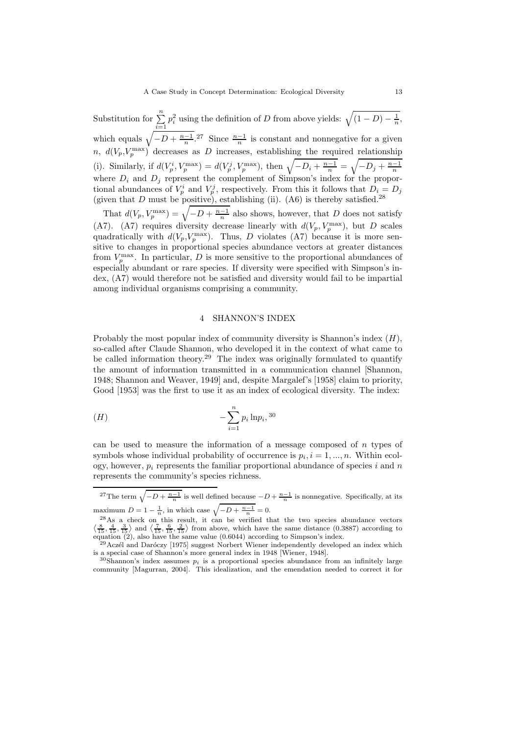Substitution for $\sum_{i=1}^{n} p_i^2$ using the definition of $D$ from above yields: $\sqrt{(1-D)-\frac{1}{n}}$, which equals $\sqrt{-D+\frac{n-1}{n}}$.[27] Since $\frac{n-1}{n}$ is constant and nonnegative for a given $n$, $d(V_p, V_p^{\max})$ decreases as $D$ increases, establishing the required relationship (i). Similarly, if $d(V_p^i, V_p^{\max}) = d(V_p^j, V_p^{\max})$, then $\sqrt{-D_i+\frac{n-1}{n}} = \sqrt{-D_j+\frac{n-1}{n}}$ where $D_i$ and $D_j$ represent the complement of Simpson's index for the proportional abundances of $V_p^i$ and $V_p^j$, respectively. From this it follows that $D_i = D_j$ (given that $D$ must be positive), establishing (ii). (A6) is thereby satisfied.[28]

That $d(V_p, V_p^{\max}) = \sqrt{-D+\frac{n-1}{n}}$ also shows, however, that $D$ does not satisfy (A7). (A7) requires diversity decrease linearly with $d(V_p, V_p^{\max})$, but $D$ scales quadratically with $d(V_p, V_p^{\max})$. Thus, $D$ violates (A7) because it is more sensitive to changes in proportional species abundance vectors at greater distances from $V_p^{\max}$. In particular, $D$ is more sensitive to the proportional abundances of especially abundant or rare species. If diversity were specified with Simpson's index, (A7) would therefore not be satisfied and diversity would fail to be impartial among individual organisms comprising a community.

## 4 SHANNON'S INDEX

Probably the most popular index of community diversity is Shannon's index ($H$), so-called after Claude Shannon, who developed it in the context of what came to be called information theory.[29] The index was originally formulated to quantify the amount of information transmitted in a communication channel [Shannon, 1948; Shannon and Weaver, 1949] and, despite Margalef's [1958] claim to priority, Good [1953] was the first to use it as an index of ecological diversity. The index:

$$(H) \qquad -\sum_{i=1}^{n} p_i \ln p_i,\ ^{30}$$

can be used to measure the information of a message composed of $n$ types of symbols whose individual probability of occurrence is $p_i, i = 1, ..., n$. Within ecology, however, $p_i$ represents the familiar proportional abundance of species $i$ and $n$ represents the community's species richness.

---

[27] The term $\sqrt{-D+\frac{n-1}{n}}$ is well defined because $-D+\frac{n-1}{n}$ is nonnegative. Specifically, at its maximum $D = 1-\frac{1}{n}$, in which case $\sqrt{-D+\frac{n-1}{n}} = 0$.

[28] As a check on this result, it can be verified that the two species abundance vectors $\langle \frac{8}{15}, \frac{4}{15}, \frac{3}{15} \rangle$ and $\langle \frac{7}{15}, \frac{6}{15}, \frac{2}{15} \rangle$ from above, which have the same distance (0.3887) according to equation (2), also have the same value (0.6044) according to Simpson's index.

[29] Aczél and Daróczy [1975] suggest Norbert Wiener independently developed an index which is a special case of Shannon's more general index in 1948 [Wiener, 1948].

[30] Shannon's index assumes $p_i$ is a proportional species abundance from an infinitely large community [Magurran, 2004]. This idealization, and the emendation needed to correct it for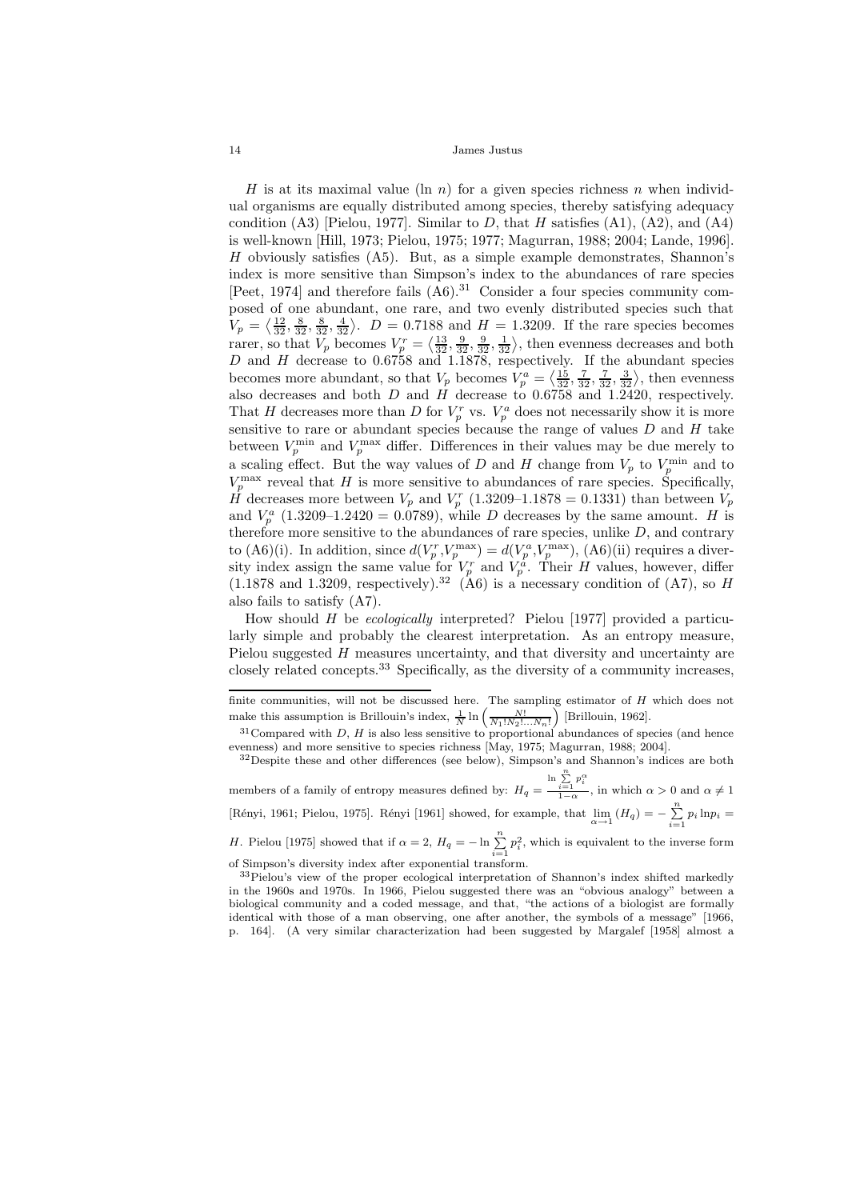$H$ is at its maximal value ($\ln n$) for a given species richness $n$ when individual organisms are equally distributed among species, thereby satisfying adequacy condition (A3) [Pielou, 1977]. Similar to $D$, that $H$ satisfies (A1), (A2), and (A4) is well-known [Hill, 1973; Pielou, 1975; 1977; Magurran, 1988; 2004; Lande, 1996]. $H$ obviously satisfies (A5). But, as a simple example demonstrates, Shannon's index is more sensitive than Simpson's index to the abundances of rare species [Peet, 1974] and therefore fails (A6).[31] Consider a four species community composed of one abundant, one rare, and two evenly distributed species such that $V_p = \langle \frac{12}{32}, \frac{8}{32}, \frac{8}{32}, \frac{4}{32} \rangle$. $D = 0.7188$ and $H = 1.3209$. If the rare species becomes rarer, so that $V_p$ becomes $V_p^r = \langle \frac{13}{32}, \frac{9}{32}, \frac{9}{32}, \frac{1}{32} \rangle$, then evenness decreases and both $D$ and $H$ decrease to 0.6758 and 1.1878, respectively. If the abundant species becomes more abundant, so that $V_p$ becomes $V_p^a = \langle \frac{15}{32}, \frac{7}{32}, \frac{7}{32}, \frac{3}{32} \rangle$, then evenness also decreases and both $D$ and $H$ decrease to 0.6758 and 1.2420, respectively. That $H$ decreases more than $D$ for $V_p^r$ vs. $V_p^a$ does not necessarily show it is more sensitive to rare or abundant species because the range of values $D$ and $H$ take between $V_p^{\min}$ and $V_p^{\max}$ differ. Differences in their values may be due merely to a scaling effect. But the way values of $D$ and $H$ change from $V_p$ to $V_p^{\min}$ and to $V_p^{\max}$ reveal that $H$ is more sensitive to abundances of rare species. Specifically, $H$ decreases more between $V_p$ and $V_p^r$ (1.3209–1.1878 = 0.1331) than between $V_p$ and $V_p^a$ (1.3209–1.2420 = 0.0789), while $D$ decreases by the same amount. $H$ is therefore more sensitive to the abundances of rare species, unlike $D$, and contrary to (A6)(i). In addition, since $d(V_p^r, V_p^{\max}) = d(V_p^a, V_p^{\max})$, (A6)(ii) requires a diversity index assign the same value for $V_p^r$ and $V_p^a$. Their $H$ values, however, differ (1.1878 and 1.3209, respectively).[32] (A6) is a necessary condition of (A7), so $H$ also fails to satisfy (A7).

How should $H$ be *ecologically* interpreted? Pielou [1977] provided a particularly simple and probably the clearest interpretation. As an entropy measure, Pielou suggested $H$ measures uncertainty, and that diversity and uncertainty are closely related concepts.[33] Specifically, as the diversity of a community increases,

---

finite communities, will not be discussed here. The sampling estimator of $H$ which does not make this assumption is Brillouin's index, $\frac{1}{N} \ln \left( \frac{N!}{N_1! N_2! \ldots N_n!} \right)$ [Brillouin, 1962].

[31] Compared with $D$, $H$ is also less sensitive to proportional abundances of species (and hence evenness) and more sensitive to species richness [May, 1975; Magurran, 1988; 2004].

[32] Despite these and other differences (see below), Simpson's and Shannon's indices are both members of a family of entropy measures defined by: $H_q = \frac{\ln \sum_{i=1}^{n} p_i^{\alpha}}{1-\alpha}$, in which $\alpha > 0$ and $\alpha \neq 1$ [Rényi, 1961; Pielou, 1975]. Rényi [1961] showed, for example, that $\lim_{\alpha \to 1} (H_q) = -\sum_{i=1}^{n} p_i \ln p_i = H$. Pielou [1975] showed that if $\alpha = 2$, $H_q = -\ln \sum_{i=1}^{n} p_i^2$, which is equivalent to the inverse form of Simpson's diversity index after exponential transform.

[33] Pielou's view of the proper ecological interpretation of Shannon's index shifted markedly in the 1960s and 1970s. In 1966, Pielou suggested there was an "obvious analogy" between a biological community and a coded message, and that, "the actions of a biologist are formally identical with those of a man observing, one after another, the symbols of a message" [1966, p. 164]. (A very similar characterization had been suggested by Margalef [1958] almost a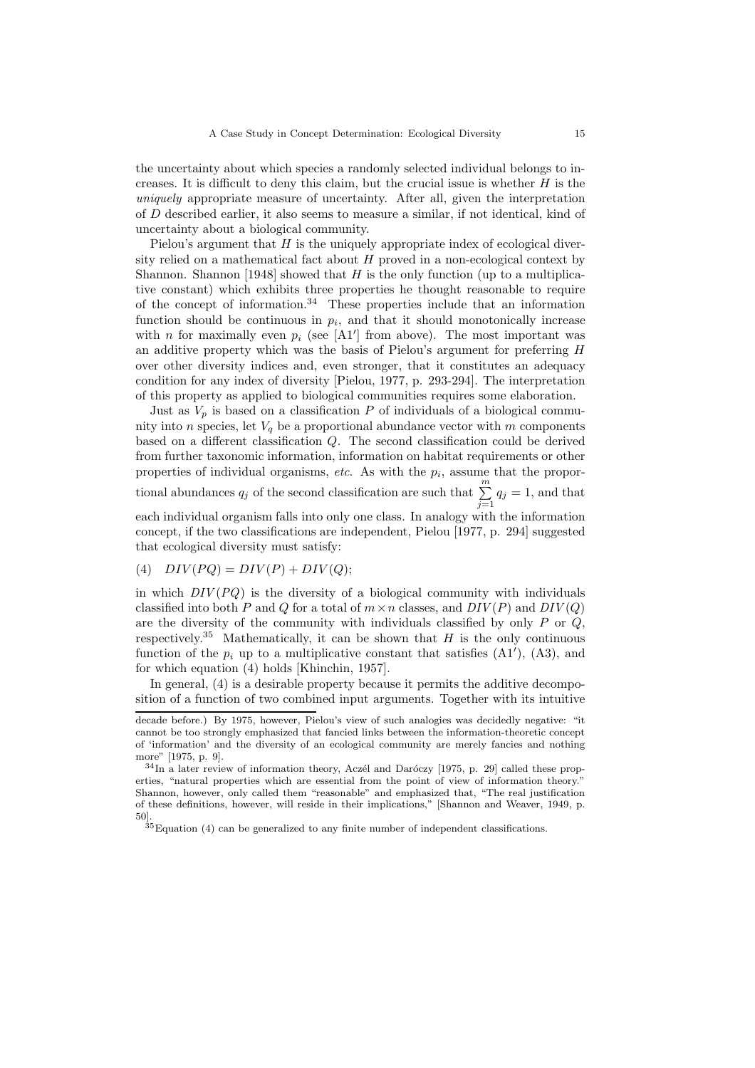the uncertainty about which species a randomly selected individual belongs to increases. It is difficult to deny this claim, but the crucial issue is whether $H$ is the *uniquely* appropriate measure of uncertainty. After all, given the interpretation of $D$ described earlier, it also seems to measure a similar, if not identical, kind of uncertainty about a biological community.

Pielou's argument that $H$ is the uniquely appropriate index of ecological diversity relied on a mathematical fact about $H$ proved in a non-ecological context by Shannon. Shannon [1948] showed that $H$ is the only function (up to a multiplicative constant) which exhibits three properties he thought reasonable to require of the concept of information.[34] These properties include that an information function should be continuous in $p_i$, and that it should monotonically increase with $n$ for maximally even $p_i$ (see [A1′] from above). The most important was an additive property which was the basis of Pielou's argument for preferring $H$ over other diversity indices and, even stronger, that it constitutes an adequacy condition for any index of diversity [Pielou, 1977, p. 293-294]. The interpretation of this property as applied to biological communities requires some elaboration.

Just as $V_p$ is based on a classification $P$ of individuals of a biological community into $n$ species, let $V_q$ be a proportional abundance vector with $m$ components based on a different classification $Q$. The second classification could be derived from further taxonomic information, information on habitat requirements or other properties of individual organisms, *etc.* As with the $p_i$, assume that the proportional abundances $q_j$ of the second classification are such that $\sum_{j=1}^{m} q_j = 1$, and that each individual organism falls into only one class. In analogy with the information concept, if the two classifications are independent, Pielou [1977, p. 294] suggested that ecological diversity must satisfy:

$$(4) \quad DIV(PQ) = DIV(P) + DIV(Q);$$

in which $DIV(PQ)$ is the diversity of a biological community with individuals classified into both $P$ and $Q$ for a total of $m \times n$ classes, and $DIV(P)$ and $DIV(Q)$ are the diversity of the community with individuals classified by only $P$ or $Q$, respectively.[35] Mathematically, it can be shown that $H$ is the only continuous function of the $p_i$ up to a multiplicative constant that satisfies (A1′), (A3), and for which equation (4) holds [Khinchin, 1957].

In general, (4) is a desirable property because it permits the additive decomposition of a function of two combined input arguments. Together with its intuitive

---

decade before.) By 1975, however, Pielou's view of such analogies was decidedly negative: "it cannot be too strongly emphasized that fancied links between the information-theoretic concept of 'information' and the diversity of an ecological community are merely fancies and nothing more" [1975, p. 9].

[34] In a later review of information theory, Aczél and Daróczy [1975, p. 29] called these properties, "natural properties which are essential from the point of view of information theory." Shannon, however, only called them "reasonable" and emphasized that, "The real justification of these definitions, however, will reside in their implications," [Shannon and Weaver, 1949, p. 50].

[35] Equation (4) can be generalized to any finite number of independent classifications.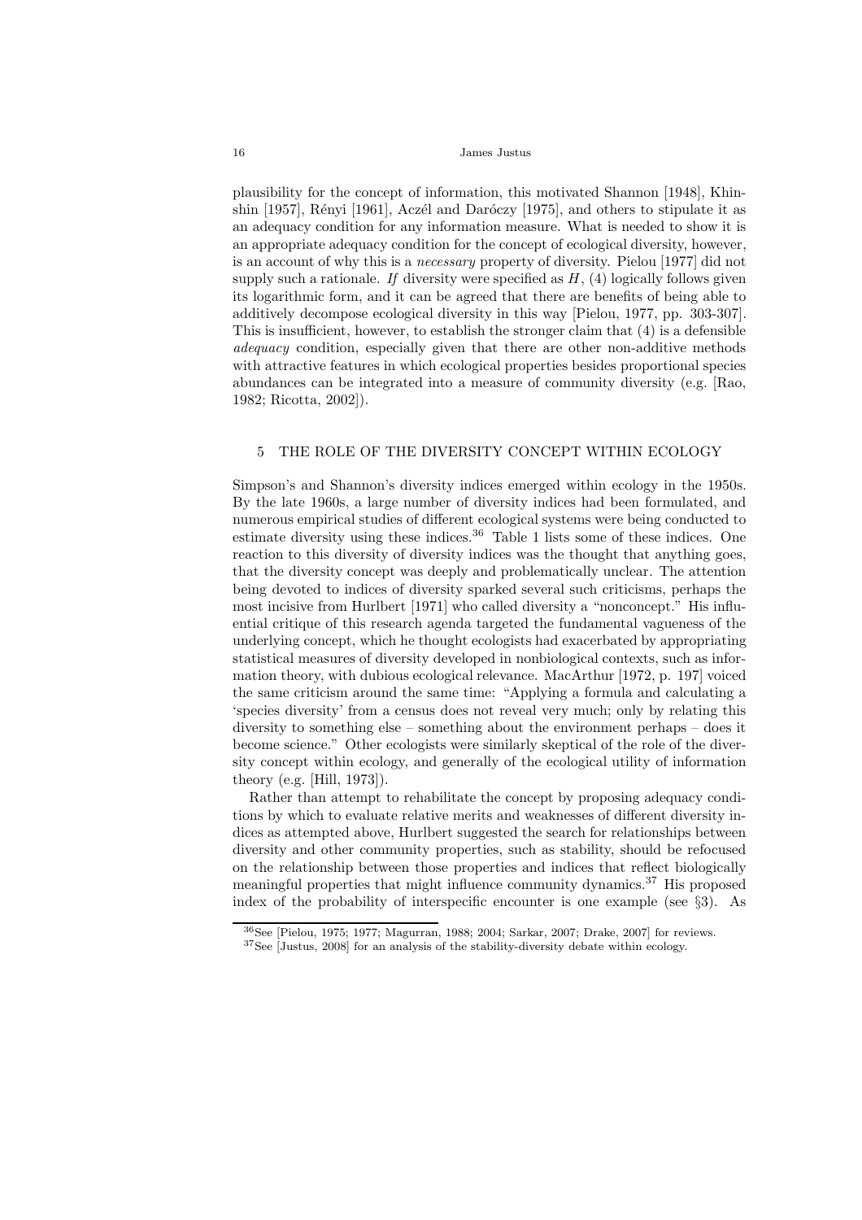plausibility for the concept of information, this motivated Shannon [1948], Khinshin [1957], Rényi [1961], Aczél and Daróczy [1975], and others to stipulate it as an adequacy condition for any information measure. What is needed to show it is an appropriate adequacy condition for the concept of ecological diversity, however, is an account of why this is a *necessary* property of diversity. Pielou [1977] did not supply such a rationale. *If* diversity were specified as $H$, (4) logically follows given its logarithmic form, and it can be agreed that there are benefits of being able to additively decompose ecological diversity in this way [Pielou, 1977, pp. 303-307]. This is insufficient, however, to establish the stronger claim that (4) is a defensible *adequacy* condition, especially given that there are other non-additive methods with attractive features in which ecological properties besides proportional species abundances can be integrated into a measure of community diversity (e.g. [Rao, 1982; Ricotta, 2002]).

## 5 THE ROLE OF THE DIVERSITY CONCEPT WITHIN ECOLOGY

Simpson's and Shannon's diversity indices emerged within ecology in the 1950s. By the late 1960s, a large number of diversity indices had been formulated, and numerous empirical studies of different ecological systems were being conducted to estimate diversity using these indices.[36] Table 1 lists some of these indices. One reaction to this diversity of diversity indices was the thought that anything goes, that the diversity concept was deeply and problematically unclear. The attention being devoted to indices of diversity sparked several such criticisms, perhaps the most incisive from Hurlbert [1971] who called diversity a "nonconcept." His influential critique of this research agenda targeted the fundamental vagueness of the underlying concept, which he thought ecologists had exacerbated by appropriating statistical measures of diversity developed in nonbiological contexts, such as information theory, with dubious ecological relevance. MacArthur [1972, p. 197] voiced the same criticism around the same time: "Applying a formula and calculating a 'species diversity' from a census does not reveal very much; only by relating this diversity to something else – something about the environment perhaps – does it become science." Other ecologists were similarly skeptical of the role of the diversity concept within ecology, and generally of the ecological utility of information theory (e.g. [Hill, 1973]).

Rather than attempt to rehabilitate the concept by proposing adequacy conditions by which to evaluate relative merits and weaknesses of different diversity indices as attempted above, Hurlbert suggested the search for relationships between diversity and other community properties, such as stability, should be refocused on the relationship between those properties and indices that reflect biologically meaningful properties that might influence community dynamics.[37] His proposed index of the probability of interspecific encounter is one example (see §3). As

[36] See [Pielou, 1975; 1977; Magurran, 1988; 2004; Sarkar, 2007; Drake, 2007] for reviews.

[37] See [Justus, 2008] for an analysis of the stability-diversity debate within ecology.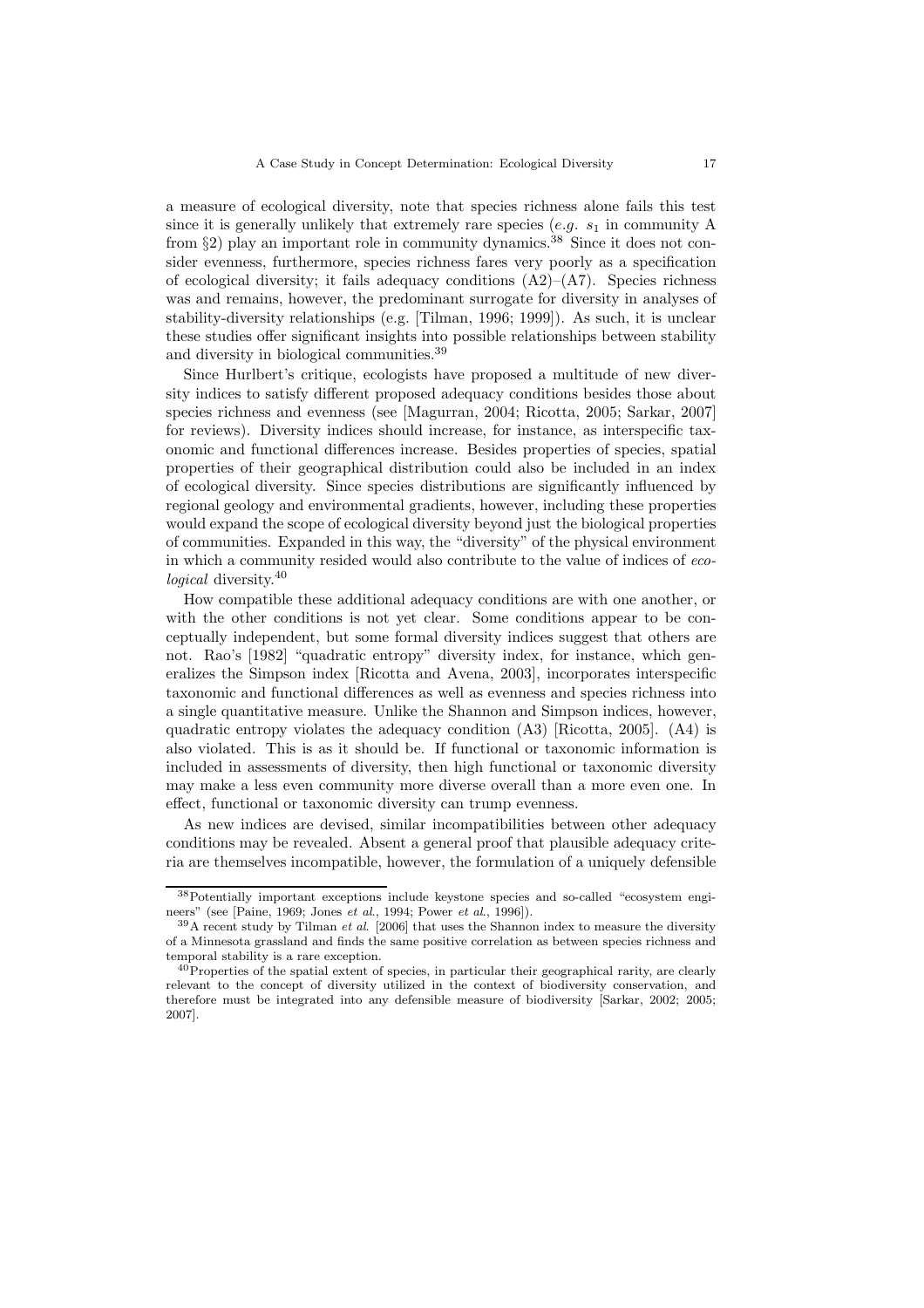a measure of ecological diversity, note that species richness alone fails this test since it is generally unlikely that extremely rare species (*e.g.* $s_1$ in community A from §2) play an important role in community dynamics.[38] Since it does not consider evenness, furthermore, species richness fares very poorly as a specification of ecological diversity; it fails adequacy conditions (A2)–(A7). Species richness was and remains, however, the predominant surrogate for diversity in analyses of stability-diversity relationships (e.g. [Tilman, 1996; 1999]). As such, it is unclear these studies offer significant insights into possible relationships between stability and diversity in biological communities.[39]

Since Hurlbert's critique, ecologists have proposed a multitude of new diversity indices to satisfy different proposed adequacy conditions besides those about species richness and evenness (see [Magurran, 2004; Ricotta, 2005; Sarkar, 2007] for reviews). Diversity indices should increase, for instance, as interspecific taxonomic and functional differences increase. Besides properties of species, spatial properties of their geographical distribution could also be included in an index of ecological diversity. Since species distributions are significantly influenced by regional geology and environmental gradients, however, including these properties would expand the scope of ecological diversity beyond just the biological properties of communities. Expanded in this way, the "diversity" of the physical environment in which a community resided would also contribute to the value of indices of *ecological* diversity.[40]

How compatible these additional adequacy conditions are with one another, or with the other conditions is not yet clear. Some conditions appear to be conceptually independent, but some formal diversity indices suggest that others are not. Rao's [1982] "quadratic entropy" diversity index, for instance, which generalizes the Simpson index [Ricotta and Avena, 2003], incorporates interspecific taxonomic and functional differences as well as evenness and species richness into a single quantitative measure. Unlike the Shannon and Simpson indices, however, quadratic entropy violates the adequacy condition (A3) [Ricotta, 2005]. (A4) is also violated. This is as it should be. If functional or taxonomic information is included in assessments of diversity, then high functional or taxonomic diversity may make a less even community more diverse overall than a more even one. In effect, functional or taxonomic diversity can trump evenness.

As new indices are devised, similar incompatibilities between other adequacy conditions may be revealed. Absent a general proof that plausible adequacy criteria are themselves incompatible, however, the formulation of a uniquely defensible

---

[38] Potentially important exceptions include keystone species and so-called "ecosystem engineers" (see [Paine, 1969; Jones *et al.*, 1994; Power *et al.*, 1996]).

[39] A recent study by Tilman *et al.* [2006] that uses the Shannon index to measure the diversity of a Minnesota grassland and finds the same positive correlation as between species richness and temporal stability is a rare exception.

[40] Properties of the spatial extent of species, in particular their geographical rarity, are clearly relevant to the concept of diversity utilized in the context of biodiversity conservation, and therefore must be integrated into any defensible measure of biodiversity [Sarkar, 2002; 2005; 2007].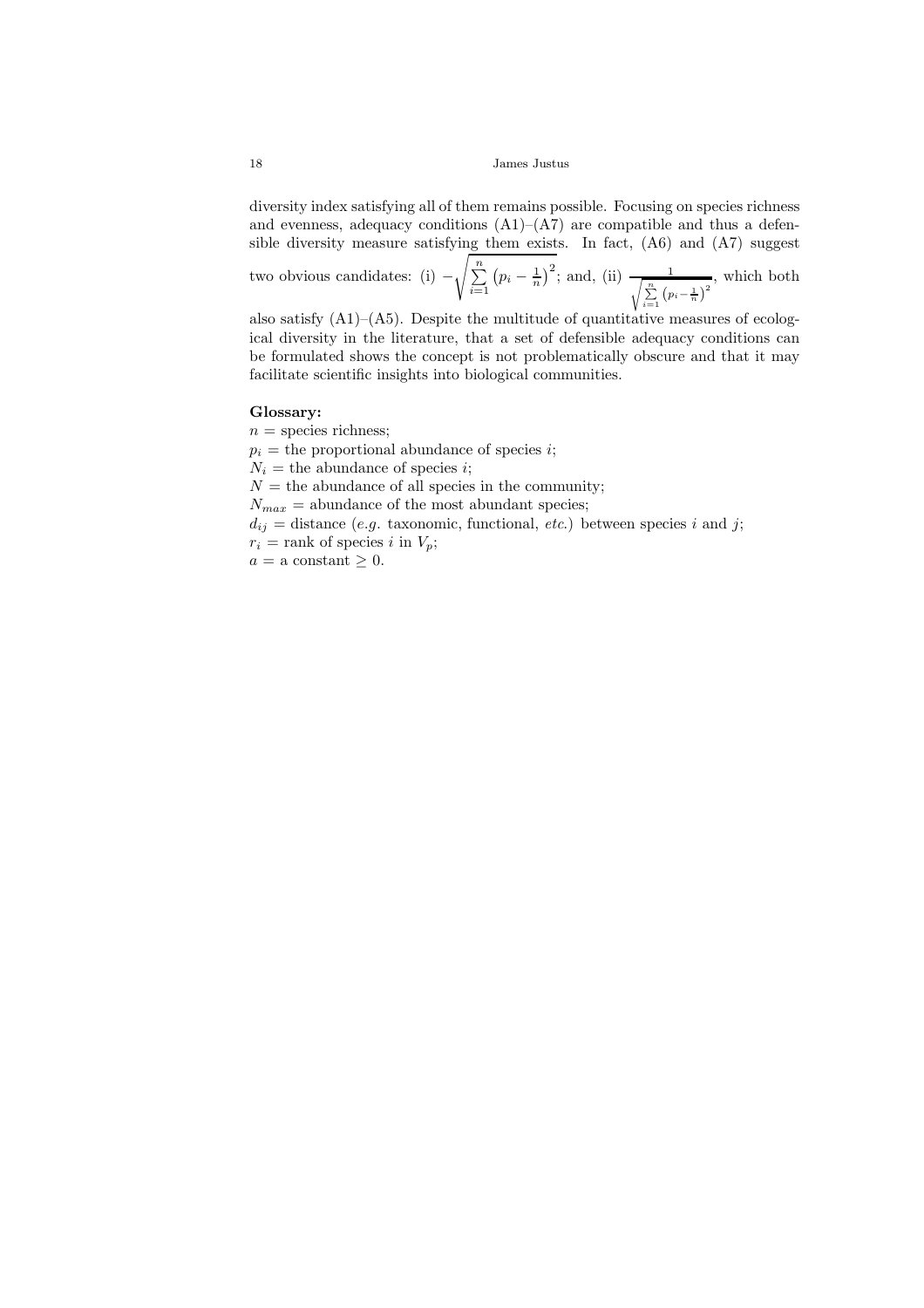diversity index satisfying all of them remains possible. Focusing on species richness and evenness, adequacy conditions (A1)–(A7) are compatible and thus a defensible diversity measure satisfying them exists. In fact, (A6) and (A7) suggest two obvious candidates: (i) $-\sqrt{\sum_{i=1}^{n}\left(p_i - \frac{1}{n}\right)^2}$; and, (ii) $\frac{1}{\sqrt{\sum_{i=1}^{n}\left(p_i - \frac{1}{n}\right)^2}}$, which both also satisfy (A1)–(A5). Despite the multitude of quantitative measures of ecological diversity in the literature, that a set of defensible adequacy conditions can be formulated shows the concept is not problematically obscure and that it may facilitate scientific insights into biological communities.

**Glossary:**

$n$ = species richness;
$p_i$ = the proportional abundance of species $i$;
$N_i$ = the abundance of species $i$;
$N$ = the abundance of all species in the community;
$N_{max}$ = abundance of the most abundant species;
$d_{ij}$ = distance (*e.g.* taxonomic, functional, *etc.*) between species $i$ and $j$;
$r_i$ = rank of species $i$ in $V_p$;
$a$ = a constant $\geq 0$.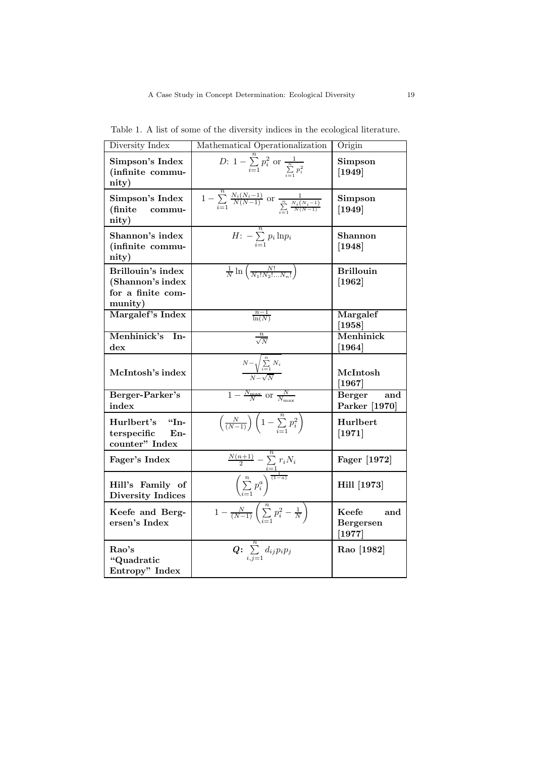Table 1. A list of some of the diversity indices in the ecological literature.

| Diversity Index | Mathematical Operationalization | Origin |
| --- | --- | --- |
| **Simpson's Index (infinite community)** | $D$: $1 - \sum_{i=1}^{n} p_i^2$ or $\frac{1}{\sum_{i=1}^{n} p_i^2}$ | **Simpson [1949]** |
| **Simpson's Index (finite community)** | $1 - \sum_{i=1}^{n} \frac{N_i(N_i-1)}{N(N-1)}$ or $\frac{1}{\sum_{i=1}^{n} \frac{N_i(N_i-1)}{N(N-1)}}$ | **Simpson [1949]** |
| **Shannon's index (infinite community)** | $H$: $-\sum_{i=1}^{n} p_i \ln p_i$ | **Shannon [1948]** |
| **Brillouin's index (Shannon's index for a finite community)** | $\frac{1}{N} \ln \left( \frac{N!}{N_1! N_2! \ldots N_n!} \right)$ | **Brillouin [1962]** |
| **Margalef's Index** | $\frac{n-1}{\ln(N)}$ | **Margalef [1958]** |
| **Menhinick's Index** | $\frac{n}{\sqrt{N}}$ | **Menhinick [1964]** |
| **McIntosh's index** | $\frac{N - \sqrt{\sum_{i=1}^{n} N_i}}{N - \sqrt{N}}$ | **McIntosh [1967]** |
| **Berger-Parker's index** | $1 - \frac{N_{\max}}{N}$ or $\frac{N}{N_{\max}}$ | **Berger and Parker [1970]** |
| **Hurlbert's "Interspecific Encounter" Index** | $\left( \frac{N}{(N-1)} \right) \left( 1 - \sum_{i=1}^{n} p_i^2 \right)$ | **Hurlbert [1971]** |
| **Fager's Index** | $\frac{N(n+1)}{2} - \sum_{i=1}^{n} r_i N_i$ | **Fager [1972]** |
| **Hill's Family of Diversity Indices** | $\left( \sum_{i=1}^{n} p_i^a \right)^{\frac{1}{(1-a)}}$ | **Hill [1973]** |
| **Keefe and Bergersen's Index** | $1 - \frac{N}{(N-1)} \left( \sum_{i=1}^{n} p_i^2 - \frac{1}{N} \right)$ | **Keefe and Bergersen [1977]** |
| **Rao's "Quadratic Entropy" Index** | $\boldsymbol{Q}$: $\sum_{i,j=1}^{n} d_{ij} p_i p_j$ | **Rao [1982]** |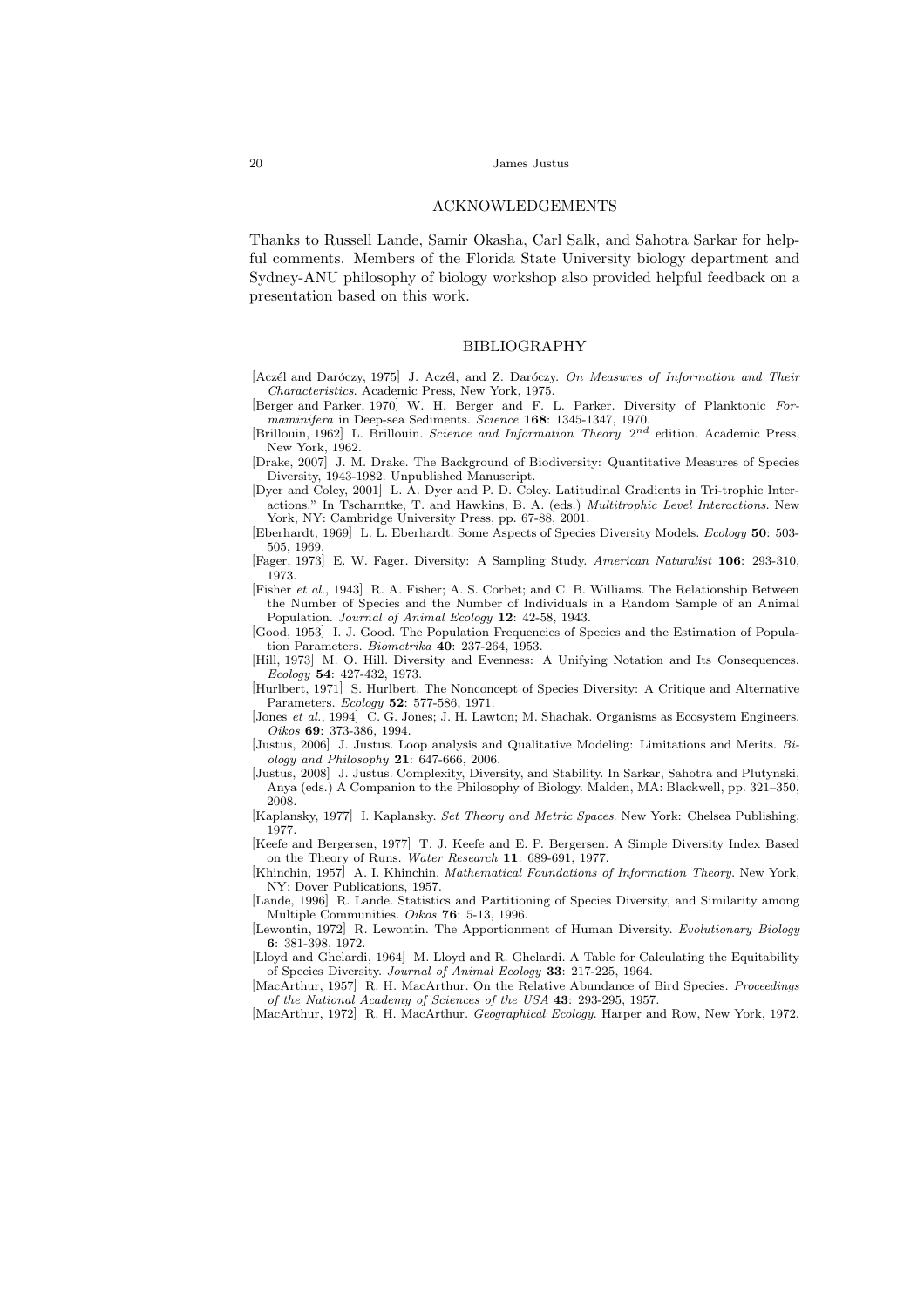## ACKNOWLEDGEMENTS

Thanks to Russell Lande, Samir Okasha, Carl Salk, and Sahotra Sarkar for helpful comments. Members of the Florida State University biology department and Sydney-ANU philosophy of biology workshop also provided helpful feedback on a presentation based on this work.

## BIBLIOGRAPHY

[Aczél and Daróczy, 1975] J. Aczél, and Z. Daróczy. *On Measures of Information and Their Characteristics*. Academic Press, New York, 1975.

[Berger and Parker, 1970] W. H. Berger and F. L. Parker. Diversity of Planktonic *Formaminifera* in Deep-sea Sediments. *Science* **168**: 1345-1347, 1970.

[Brillouin, 1962] L. Brillouin. *Science and Information Theory*. $2^{nd}$ edition. Academic Press, New York, 1962.

[Drake, 2007] J. M. Drake. The Background of Biodiversity: Quantitative Measures of Species Diversity, 1943-1982. Unpublished Manuscript.

[Dyer and Coley, 2001] L. A. Dyer and P. D. Coley. Latitudinal Gradients in Tri-trophic Interactions." In Tscharntke, T. and Hawkins, B. A. (eds.) *Multitrophic Level Interactions*. New York, NY: Cambridge University Press, pp. 67-88, 2001.

[Eberhardt, 1969] L. L. Eberhardt. Some Aspects of Species Diversity Models. *Ecology* **50**: 503-505, 1969.

[Fager, 1973] E. W. Fager. Diversity: A Sampling Study. *American Naturalist* **106**: 293-310, 1973.

[Fisher *et al.*, 1943] R. A. Fisher; A. S. Corbet; and C. B. Williams. The Relationship Between the Number of Species and the Number of Individuals in a Random Sample of an Animal Population. *Journal of Animal Ecology* **12**: 42-58, 1943.

[Good, 1953] I. J. Good. The Population Frequencies of Species and the Estimation of Population Parameters. *Biometrika* **40**: 237-264, 1953.

[Hill, 1973] M. O. Hill. Diversity and Evenness: A Unifying Notation and Its Consequences. *Ecology* **54**: 427-432, 1973.

[Hurlbert, 1971] S. Hurlbert. The Nonconcept of Species Diversity: A Critique and Alternative Parameters. *Ecology* **52**: 577-586, 1971.

[Jones *et al.*, 1994] C. G. Jones; J. H. Lawton; M. Shachak. Organisms as Ecosystem Engineers. *Oikos* **69**: 373-386, 1994.

[Justus, 2006] J. Justus. Loop analysis and Qualitative Modeling: Limitations and Merits. *Biology and Philosophy* **21**: 647-666, 2006.

[Justus, 2008] J. Justus. Complexity, Diversity, and Stability. In Sarkar, Sahotra and Plutynski, Anya (eds.) A Companion to the Philosophy of Biology. Malden, MA: Blackwell, pp. 321–350, 2008.

[Kaplansky, 1977] I. Kaplansky. *Set Theory and Metric Spaces*. New York: Chelsea Publishing, 1977.

[Keefe and Bergersen, 1977] T. J. Keefe and E. P. Bergersen. A Simple Diversity Index Based on the Theory of Runs. *Water Research* **11**: 689-691, 1977.

[Khinchin, 1957] A. I. Khinchin. *Mathematical Foundations of Information Theory*. New York, NY: Dover Publications, 1957.

[Lande, 1996] R. Lande. Statistics and Partitioning of Species Diversity, and Similarity among Multiple Communities. *Oikos* **76**: 5-13, 1996.

[Lewontin, 1972] R. Lewontin. The Apportionment of Human Diversity. *Evolutionary Biology* **6**: 381-398, 1972.

[Lloyd and Ghelardi, 1964] M. Lloyd and R. Ghelardi. A Table for Calculating the Equitability of Species Diversity. *Journal of Animal Ecology* **33**: 217-225, 1964.

[MacArthur, 1957] R. H. MacArthur. On the Relative Abundance of Bird Species. *Proceedings of the National Academy of Sciences of the USA* **43**: 293-295, 1957.

[MacArthur, 1972] R. H. MacArthur. *Geographical Ecology*. Harper and Row, New York, 1972.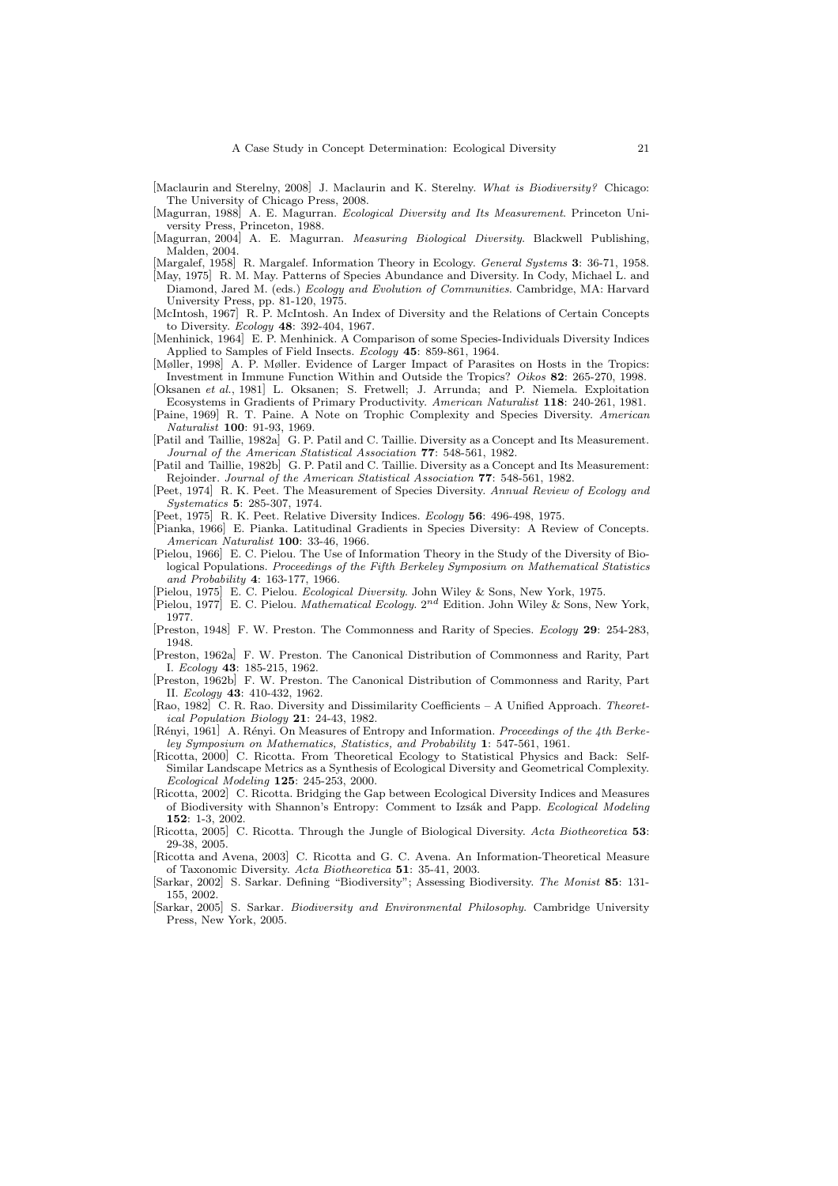[Maclaurin and Sterelny, 2008] J. Maclaurin and K. Sterelny. *What is Biodiversity?* Chicago: The University of Chicago Press, 2008.

[Magurran, 1988] A. E. Magurran. *Ecological Diversity and Its Measurement*. Princeton University Press, Princeton, 1988.

[Magurran, 2004] A. E. Magurran. *Measuring Biological Diversity*. Blackwell Publishing, Malden, 2004.

[Margalef, 1958] R. Margalef. Information Theory in Ecology. *General Systems* **3**: 36-71, 1958.

[May, 1975] R. M. May. Patterns of Species Abundance and Diversity. In Cody, Michael L. and Diamond, Jared M. (eds.) *Ecology and Evolution of Communities*. Cambridge, MA: Harvard University Press, pp. 81-120, 1975.

[McIntosh, 1967] R. P. McIntosh. An Index of Diversity and the Relations of Certain Concepts to Diversity. *Ecology* **48**: 392-404, 1967.

[Menhinick, 1964] E. P. Menhinick. A Comparison of some Species-Individuals Diversity Indices Applied to Samples of Field Insects. *Ecology* **45**: 859-861, 1964.

[Møller, 1998] A. P. Møller. Evidence of Larger Impact of Parasites on Hosts in the Tropics: Investment in Immune Function Within and Outside the Tropics? *Oikos* **82**: 265-270, 1998.

[Oksanen *et al.*, 1981] L. Oksanen; S. Fretwell; J. Arrunda; and P. Niemela. Exploitation Ecosystems in Gradients of Primary Productivity. *American Naturalist* **118**: 240-261, 1981.

[Paine, 1969] R. T. Paine. A Note on Trophic Complexity and Species Diversity. *American Naturalist* **100**: 91-93, 1969.

[Patil and Taillie, 1982a] G. P. Patil and C. Taillie. Diversity as a Concept and Its Measurement. *Journal of the American Statistical Association* **77**: 548-561, 1982.

[Patil and Taillie, 1982b] G. P. Patil and C. Taillie. Diversity as a Concept and Its Measurement: Rejoinder. *Journal of the American Statistical Association* **77**: 548-561, 1982.

[Peet, 1974] R. K. Peet. The Measurement of Species Diversity. *Annual Review of Ecology and Systematics* **5**: 285-307, 1974.

[Peet, 1975] R. K. Peet. Relative Diversity Indices. *Ecology* **56**: 496-498, 1975.

[Pianka, 1966] E. Pianka. Latitudinal Gradients in Species Diversity: A Review of Concepts. *American Naturalist* **100**: 33-46, 1966.

[Pielou, 1966] E. C. Pielou. The Use of Information Theory in the Study of the Diversity of Biological Populations. *Proceedings of the Fifth Berkeley Symposium on Mathematical Statistics and Probability* **4**: 163-177, 1966.

[Pielou, 1975] E. C. Pielou. *Ecological Diversity*. John Wiley & Sons, New York, 1975.

[Pielou, 1977] E. C. Pielou. *Mathematical Ecology*. $2^{nd}$ Edition. John Wiley & Sons, New York, 1977.

[Preston, 1948] F. W. Preston. The Commonness and Rarity of Species. *Ecology* **29**: 254-283, 1948.

[Preston, 1962a] F. W. Preston. The Canonical Distribution of Commonness and Rarity, Part I. *Ecology* **43**: 185-215, 1962.

[Preston, 1962b] F. W. Preston. The Canonical Distribution of Commonness and Rarity, Part II. *Ecology* **43**: 410-432, 1962.

[Rao, 1982] C. R. Rao. Diversity and Dissimilarity Coefficients – A Unified Approach. *Theoretical Population Biology* **21**: 24-43, 1982.

[Rényi, 1961] A. Rényi. On Measures of Entropy and Information. *Proceedings of the 4th Berkeley Symposium on Mathematics, Statistics, and Probability* **1**: 547-561, 1961.

[Ricotta, 2000] C. Ricotta. From Theoretical Ecology to Statistical Physics and Back: Self-Similar Landscape Metrics as a Synthesis of Ecological Diversity and Geometrical Complexity. *Ecological Modeling* **125**: 245-253, 2000.

[Ricotta, 2002] C. Ricotta. Bridging the Gap between Ecological Diversity Indices and Measures of Biodiversity with Shannon's Entropy: Comment to Izsák and Papp. *Ecological Modeling* **152**: 1-3, 2002.

[Ricotta, 2005] C. Ricotta. Through the Jungle of Biological Diversity. *Acta Biotheoretica* **53**: 29-38, 2005.

[Ricotta and Avena, 2003] C. Ricotta and G. C. Avena. An Information-Theoretical Measure of Taxonomic Diversity. *Acta Biotheoretica* **51**: 35-41, 2003.

[Sarkar, 2002] S. Sarkar. Defining "Biodiversity"; Assessing Biodiversity. *The Monist* **85**: 131-155, 2002.

[Sarkar, 2005] S. Sarkar. *Biodiversity and Environmental Philosophy*. Cambridge University Press, New York, 2005.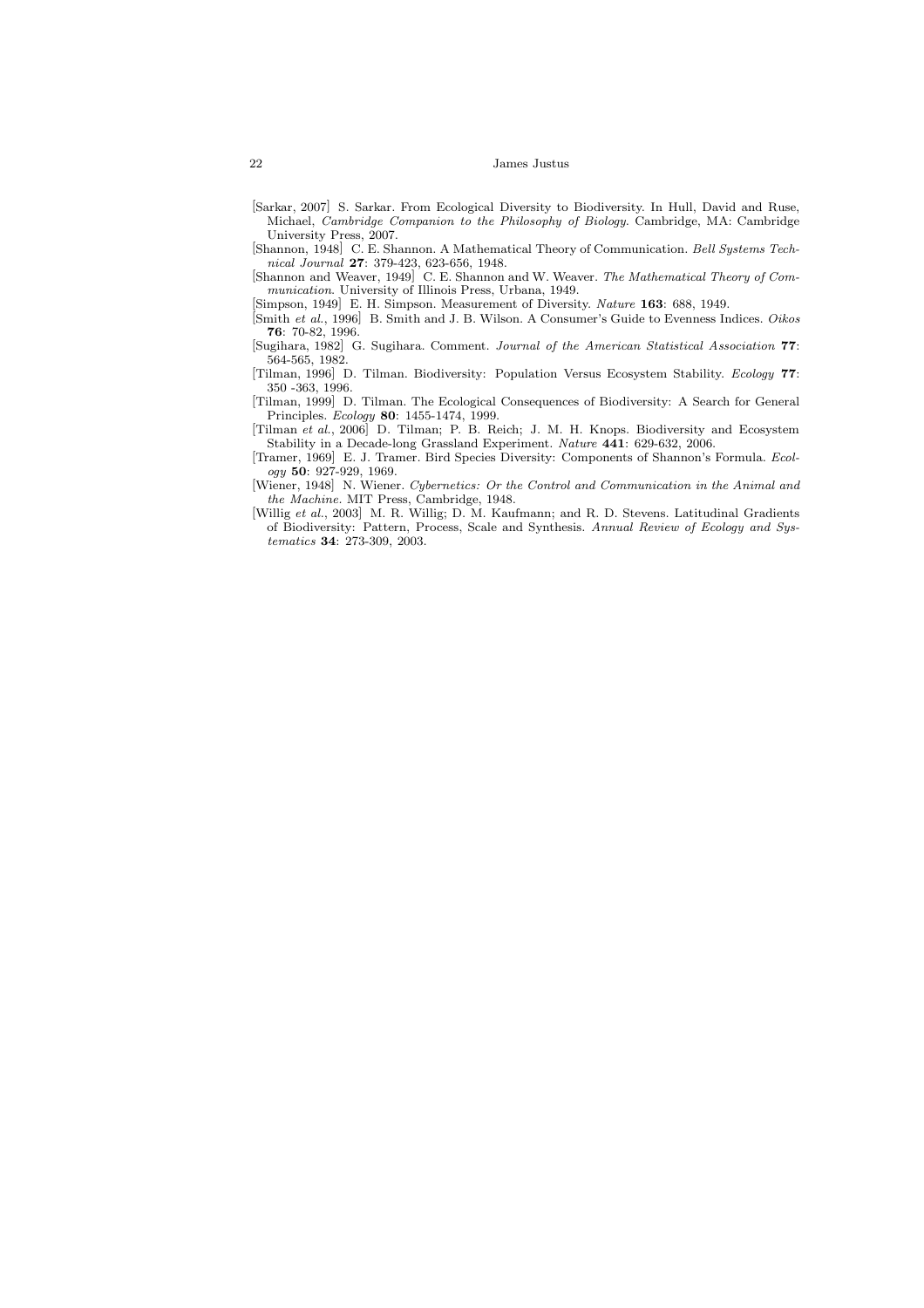[Sarkar, 2007] S. Sarkar. From Ecological Diversity to Biodiversity. In Hull, David and Ruse, Michael, *Cambridge Companion to the Philosophy of Biology*. Cambridge, MA: Cambridge University Press, 2007.

[Shannon, 1948] C. E. Shannon. A Mathematical Theory of Communication. *Bell Systems Technical Journal* **27**: 379-423, 623-656, 1948.

[Shannon and Weaver, 1949] C. E. Shannon and W. Weaver. *The Mathematical Theory of Communication*. University of Illinois Press, Urbana, 1949.

[Simpson, 1949] E. H. Simpson. Measurement of Diversity. *Nature* **163**: 688, 1949.

[Smith *et al.*, 1996] B. Smith and J. B. Wilson. A Consumer's Guide to Evenness Indices. *Oikos* **76**: 70-82, 1996.

[Sugihara, 1982] G. Sugihara. Comment. *Journal of the American Statistical Association* **77**: 564-565, 1982.

[Tilman, 1996] D. Tilman. Biodiversity: Population Versus Ecosystem Stability. *Ecology* **77**: 350 -363, 1996.

[Tilman, 1999] D. Tilman. The Ecological Consequences of Biodiversity: A Search for General Principles. *Ecology* **80**: 1455-1474, 1999.

[Tilman *et al.*, 2006] D. Tilman; P. B. Reich; J. M. H. Knops. Biodiversity and Ecosystem Stability in a Decade-long Grassland Experiment. *Nature* **441**: 629-632, 2006.

[Tramer, 1969] E. J. Tramer. Bird Species Diversity: Components of Shannon's Formula. *Ecology* **50**: 927-929, 1969.

[Wiener, 1948] N. Wiener. *Cybernetics: Or the Control and Communication in the Animal and the Machine*. MIT Press, Cambridge, 1948.

[Willig *et al.*, 2003] M. R. Willig; D. M. Kaufmann; and R. D. Stevens. Latitudinal Gradients of Biodiversity: Pattern, Process, Scale and Synthesis. *Annual Review of Ecology and Systematics* **34**: 273-309, 2003.